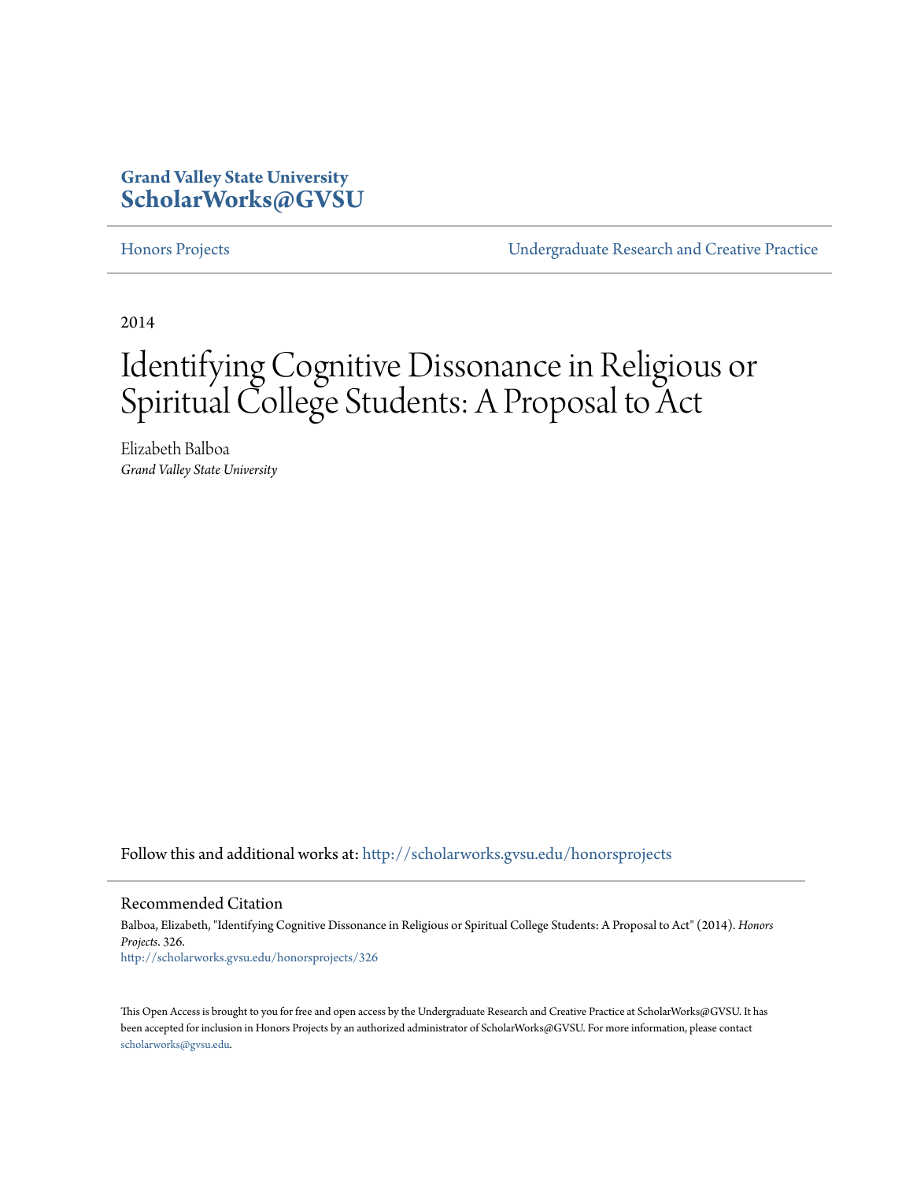**Grand Valley State University**
**[ScholarWorks@GVSU](http://scholarworks.gvsu.edu)**

Honors Projects | Undergraduate Research and Creative Practice

2014

# Identifying Cognitive Dissonance in Religious or Spiritual College Students: A Proposal to Act

Elizabeth Balboa
*Grand Valley State University*

Follow this and additional works at: http://scholarworks.gvsu.edu/honorsprojects

## Recommended Citation

Balboa, Elizabeth, "Identifying Cognitive Dissonance in Religious or Spiritual College Students: A Proposal to Act" (2014). *Honors Projects*. 326.
http://scholarworks.gvsu.edu/honorsprojects/326

This Open Access is brought to you for free and open access by the Undergraduate Research and Creative Practice at ScholarWorks@GVSU. It has been accepted for inclusion in Honors Projects by an authorized administrator of ScholarWorks@GVSU. For more information, please contact scholarworks@gvsu.edu.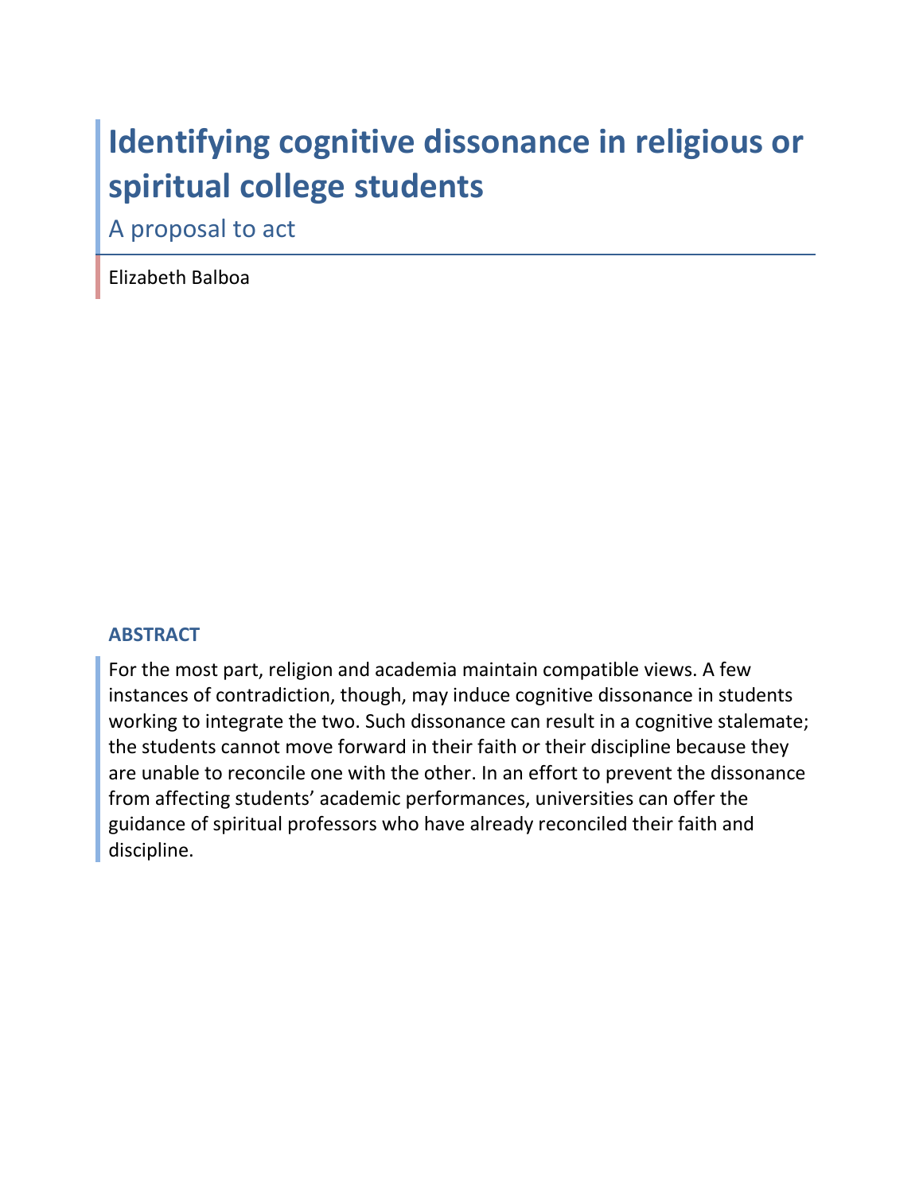# Identifying cognitive dissonance in religious or spiritual college students

A proposal to act

Elizabeth Balboa

## ABSTRACT

For the most part, religion and academia maintain compatible views. A few instances of contradiction, though, may induce cognitive dissonance in students working to integrate the two. Such dissonance can result in a cognitive stalemate; the students cannot move forward in their faith or their discipline because they are unable to reconcile one with the other. In an effort to prevent the dissonance from affecting students' academic performances, universities can offer the guidance of spiritual professors who have already reconciled their faith and discipline.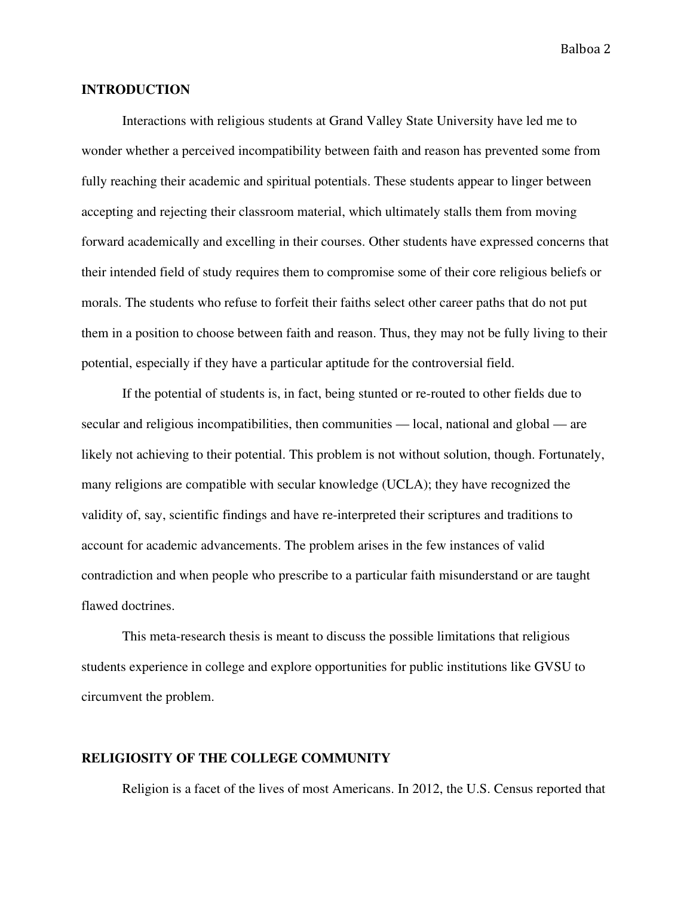## INTRODUCTION

Interactions with religious students at Grand Valley State University have led me to wonder whether a perceived incompatibility between faith and reason has prevented some from fully reaching their academic and spiritual potentials. These students appear to linger between accepting and rejecting their classroom material, which ultimately stalls them from moving forward academically and excelling in their courses. Other students have expressed concerns that their intended field of study requires them to compromise some of their core religious beliefs or morals. The students who refuse to forfeit their faiths select other career paths that do not put them in a position to choose between faith and reason. Thus, they may not be fully living to their potential, especially if they have a particular aptitude for the controversial field.

If the potential of students is, in fact, being stunted or re-routed to other fields due to secular and religious incompatibilities, then communities — local, national and global — are likely not achieving to their potential. This problem is not without solution, though. Fortunately, many religions are compatible with secular knowledge (UCLA); they have recognized the validity of, say, scientific findings and have re-interpreted their scriptures and traditions to account for academic advancements. The problem arises in the few instances of valid contradiction and when people who prescribe to a particular faith misunderstand or are taught flawed doctrines.

This meta-research thesis is meant to discuss the possible limitations that religious students experience in college and explore opportunities for public institutions like GVSU to circumvent the problem.

## RELIGIOSITY OF THE COLLEGE COMMUNITY

Religion is a facet of the lives of most Americans. In 2012, the U.S. Census reported that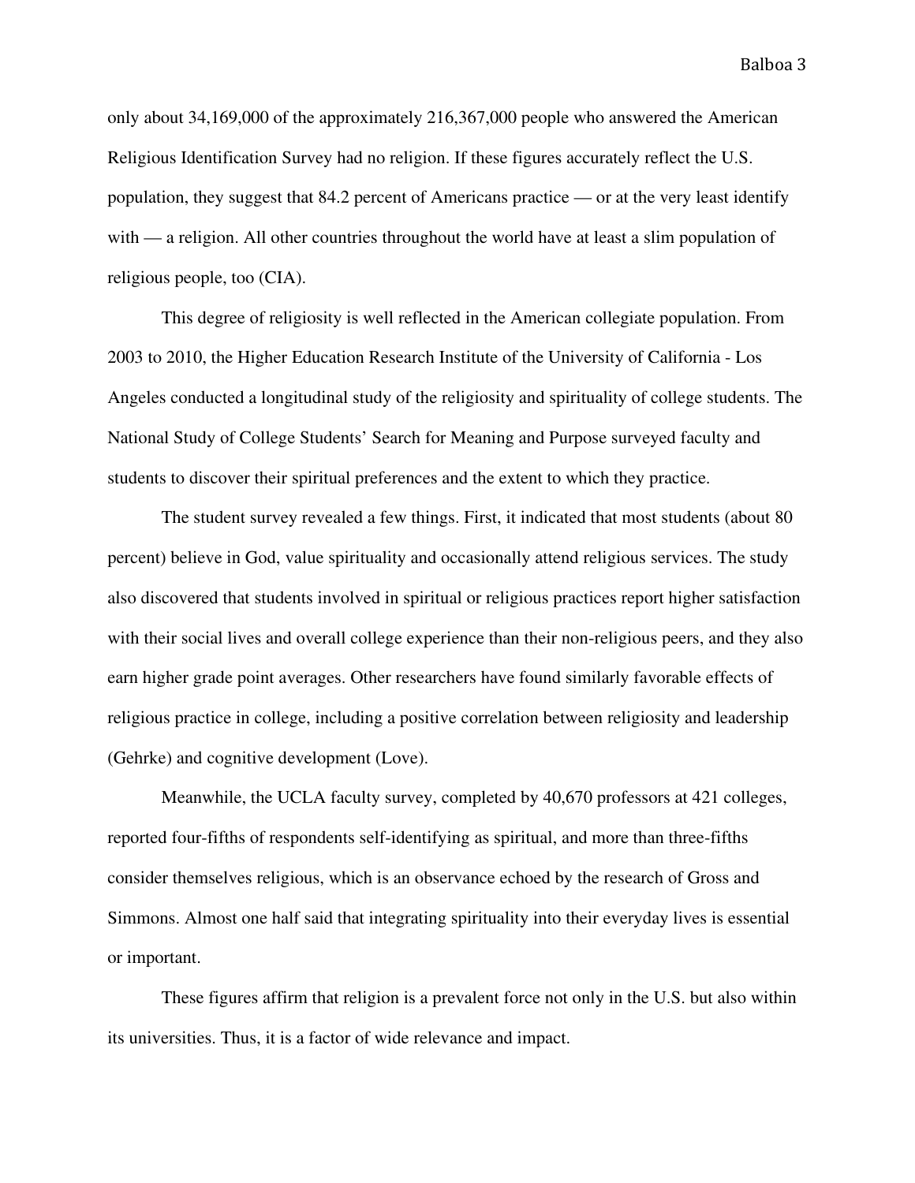only about 34,169,000 of the approximately 216,367,000 people who answered the American Religious Identification Survey had no religion. If these figures accurately reflect the U.S. population, they suggest that 84.2 percent of Americans practice — or at the very least identify with — a religion. All other countries throughout the world have at least a slim population of religious people, too (CIA).

This degree of religiosity is well reflected in the American collegiate population. From 2003 to 2010, the Higher Education Research Institute of the University of California - Los Angeles conducted a longitudinal study of the religiosity and spirituality of college students. The National Study of College Students' Search for Meaning and Purpose surveyed faculty and students to discover their spiritual preferences and the extent to which they practice.

The student survey revealed a few things. First, it indicated that most students (about 80 percent) believe in God, value spirituality and occasionally attend religious services. The study also discovered that students involved in spiritual or religious practices report higher satisfaction with their social lives and overall college experience than their non-religious peers, and they also earn higher grade point averages. Other researchers have found similarly favorable effects of religious practice in college, including a positive correlation between religiosity and leadership (Gehrke) and cognitive development (Love).

Meanwhile, the UCLA faculty survey, completed by 40,670 professors at 421 colleges, reported four-fifths of respondents self-identifying as spiritual, and more than three-fifths consider themselves religious, which is an observance echoed by the research of Gross and Simmons. Almost one half said that integrating spirituality into their everyday lives is essential or important.

These figures affirm that religion is a prevalent force not only in the U.S. but also within its universities. Thus, it is a factor of wide relevance and impact.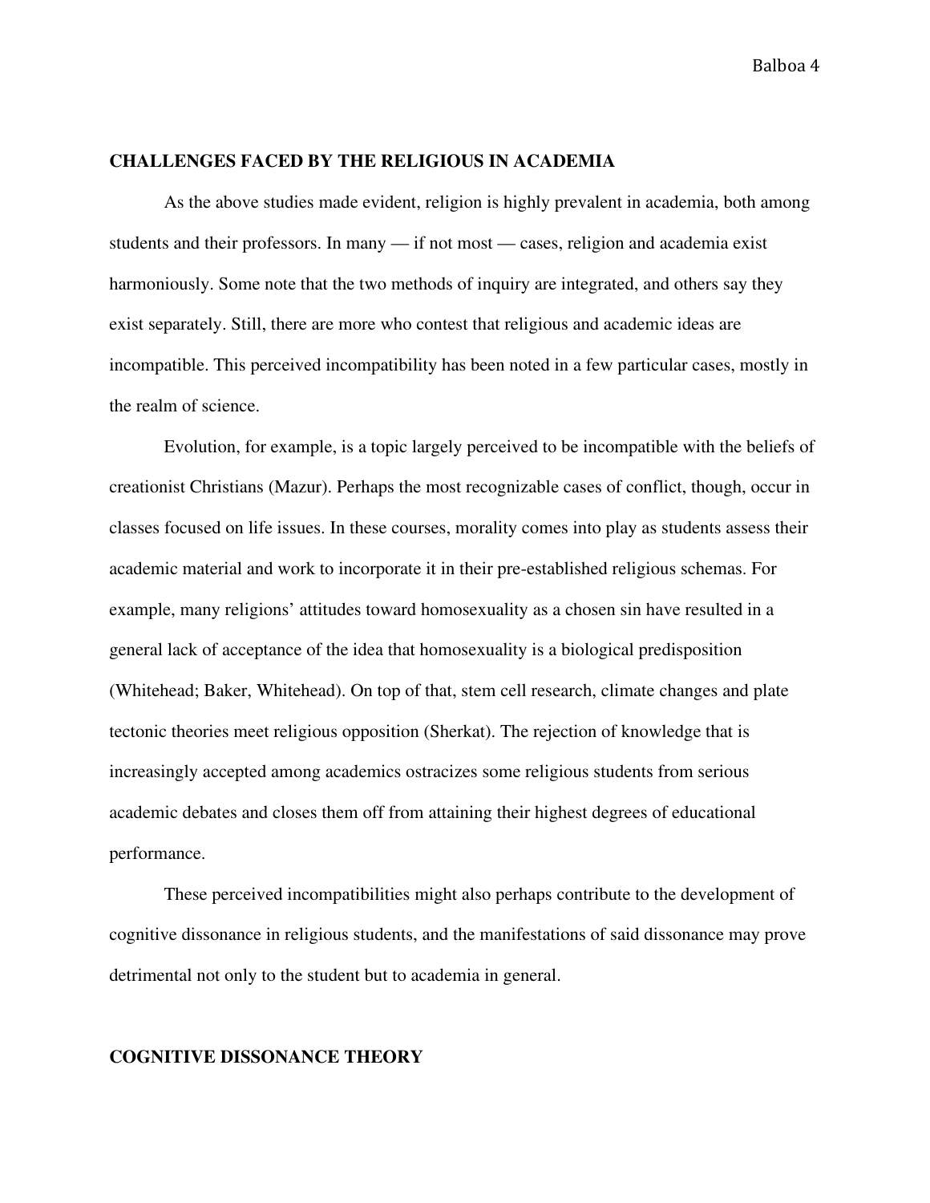## CHALLENGES FACED BY THE RELIGIOUS IN ACADEMIA

As the above studies made evident, religion is highly prevalent in academia, both among students and their professors. In many — if not most — cases, religion and academia exist harmoniously. Some note that the two methods of inquiry are integrated, and others say they exist separately. Still, there are more who contest that religious and academic ideas are incompatible. This perceived incompatibility has been noted in a few particular cases, mostly in the realm of science.

Evolution, for example, is a topic largely perceived to be incompatible with the beliefs of creationist Christians (Mazur). Perhaps the most recognizable cases of conflict, though, occur in classes focused on life issues. In these courses, morality comes into play as students assess their academic material and work to incorporate it in their pre-established religious schemas. For example, many religions' attitudes toward homosexuality as a chosen sin have resulted in a general lack of acceptance of the idea that homosexuality is a biological predisposition (Whitehead; Baker, Whitehead). On top of that, stem cell research, climate changes and plate tectonic theories meet religious opposition (Sherkat). The rejection of knowledge that is increasingly accepted among academics ostracizes some religious students from serious academic debates and closes them off from attaining their highest degrees of educational performance.

These perceived incompatibilities might also perhaps contribute to the development of cognitive dissonance in religious students, and the manifestations of said dissonance may prove detrimental not only to the student but to academia in general.

## COGNITIVE DISSONANCE THEORY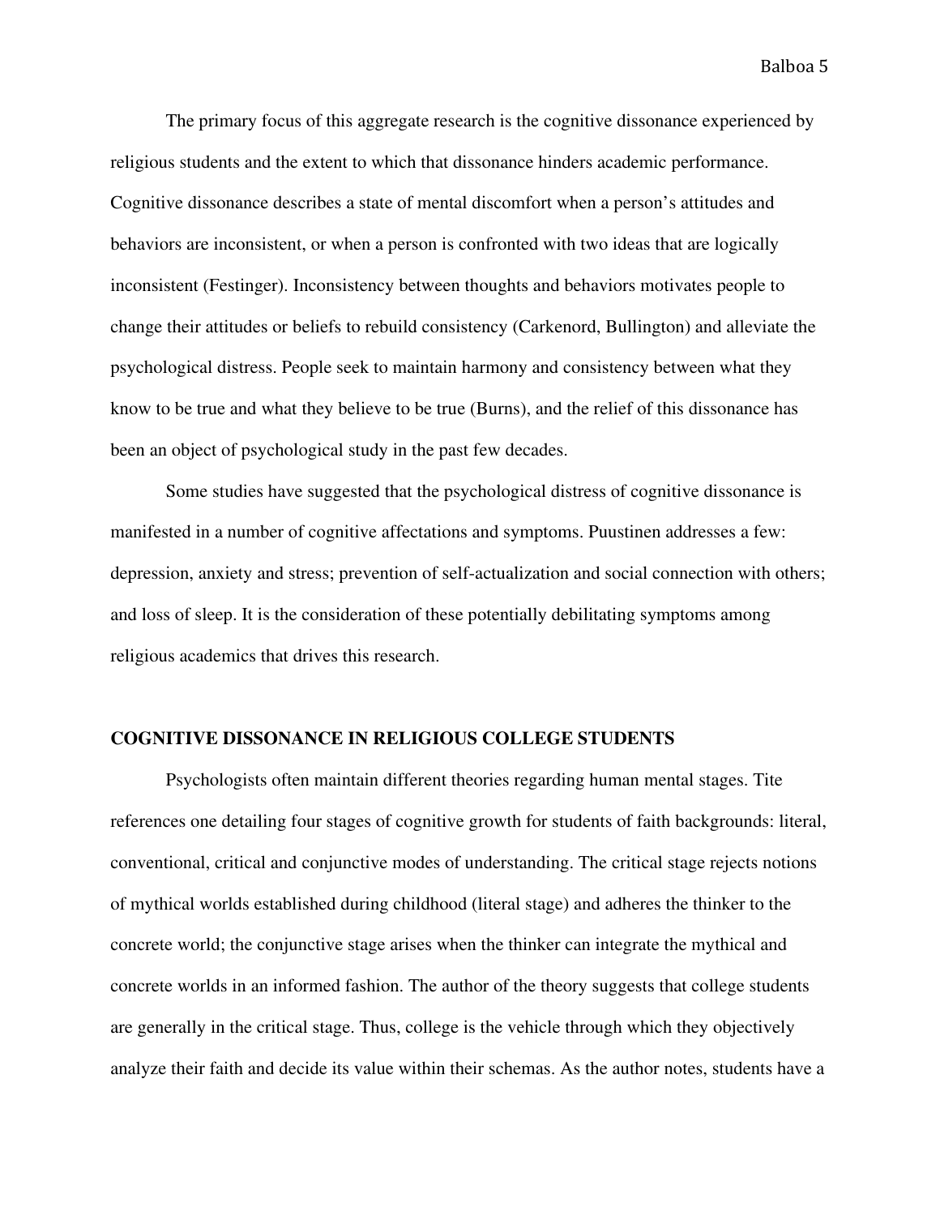The primary focus of this aggregate research is the cognitive dissonance experienced by religious students and the extent to which that dissonance hinders academic performance. Cognitive dissonance describes a state of mental discomfort when a person's attitudes and behaviors are inconsistent, or when a person is confronted with two ideas that are logically inconsistent (Festinger). Inconsistency between thoughts and behaviors motivates people to change their attitudes or beliefs to rebuild consistency (Carkenord, Bullington) and alleviate the psychological distress. People seek to maintain harmony and consistency between what they know to be true and what they believe to be true (Burns), and the relief of this dissonance has been an object of psychological study in the past few decades.

Some studies have suggested that the psychological distress of cognitive dissonance is manifested in a number of cognitive affectations and symptoms. Puustinen addresses a few: depression, anxiety and stress; prevention of self-actualization and social connection with others; and loss of sleep. It is the consideration of these potentially debilitating symptoms among religious academics that drives this research.

## COGNITIVE DISSONANCE IN RELIGIOUS COLLEGE STUDENTS

Psychologists often maintain different theories regarding human mental stages. Tite references one detailing four stages of cognitive growth for students of faith backgrounds: literal, conventional, critical and conjunctive modes of understanding. The critical stage rejects notions of mythical worlds established during childhood (literal stage) and adheres the thinker to the concrete world; the conjunctive stage arises when the thinker can integrate the mythical and concrete worlds in an informed fashion. The author of the theory suggests that college students are generally in the critical stage. Thus, college is the vehicle through which they objectively analyze their faith and decide its value within their schemas. As the author notes, students have a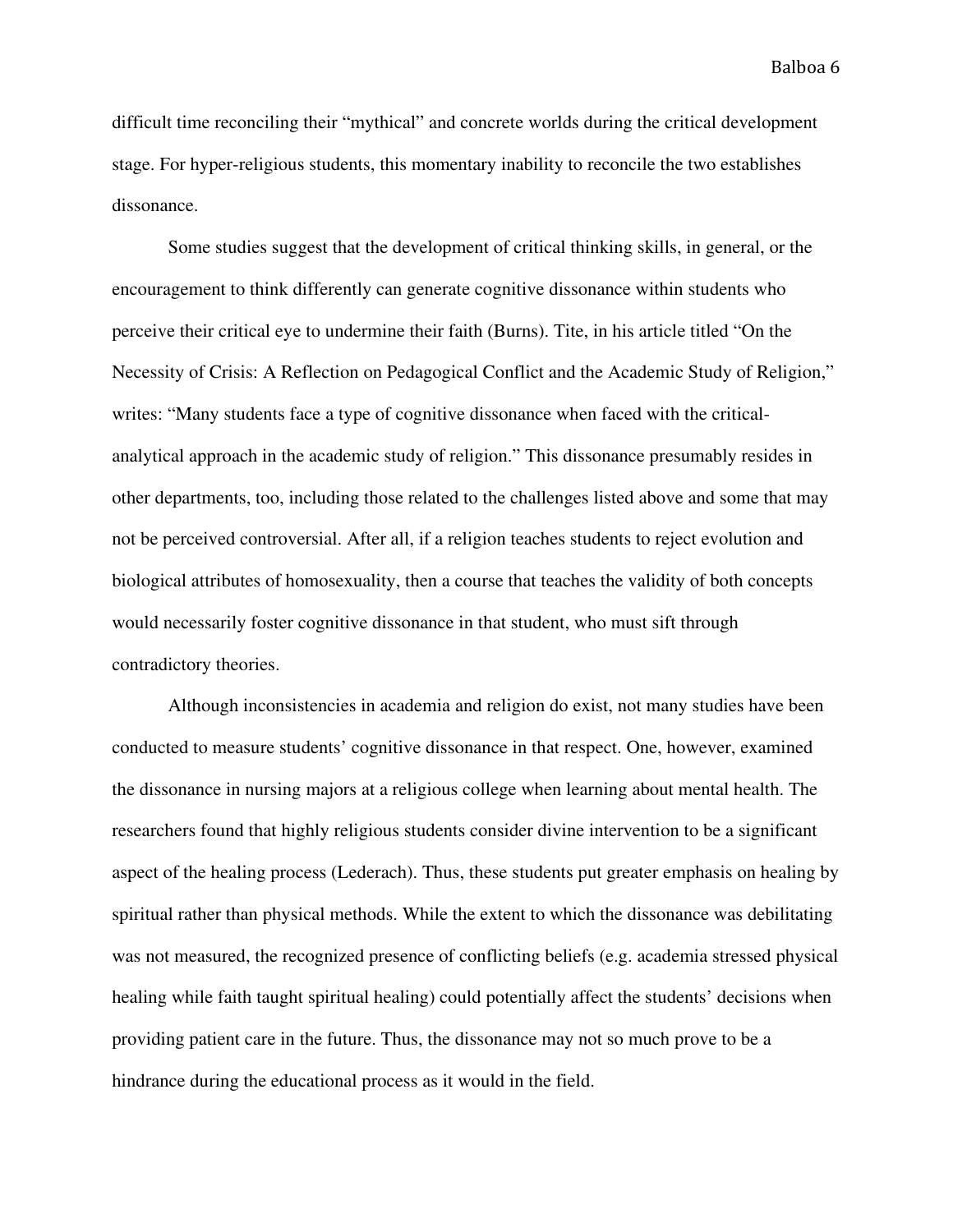difficult time reconciling their "mythical" and concrete worlds during the critical development stage. For hyper-religious students, this momentary inability to reconcile the two establishes dissonance.

Some studies suggest that the development of critical thinking skills, in general, or the encouragement to think differently can generate cognitive dissonance within students who perceive their critical eye to undermine their faith (Burns). Tite, in his article titled "On the Necessity of Crisis: A Reflection on Pedagogical Conflict and the Academic Study of Religion," writes: "Many students face a type of cognitive dissonance when faced with the critical-analytical approach in the academic study of religion." This dissonance presumably resides in other departments, too, including those related to the challenges listed above and some that may not be perceived controversial. After all, if a religion teaches students to reject evolution and biological attributes of homosexuality, then a course that teaches the validity of both concepts would necessarily foster cognitive dissonance in that student, who must sift through contradictory theories.

Although inconsistencies in academia and religion do exist, not many studies have been conducted to measure students' cognitive dissonance in that respect. One, however, examined the dissonance in nursing majors at a religious college when learning about mental health. The researchers found that highly religious students consider divine intervention to be a significant aspect of the healing process (Lederach). Thus, these students put greater emphasis on healing by spiritual rather than physical methods. While the extent to which the dissonance was debilitating was not measured, the recognized presence of conflicting beliefs (e.g. academia stressed physical healing while faith taught spiritual healing) could potentially affect the students' decisions when providing patient care in the future. Thus, the dissonance may not so much prove to be a hindrance during the educational process as it would in the field.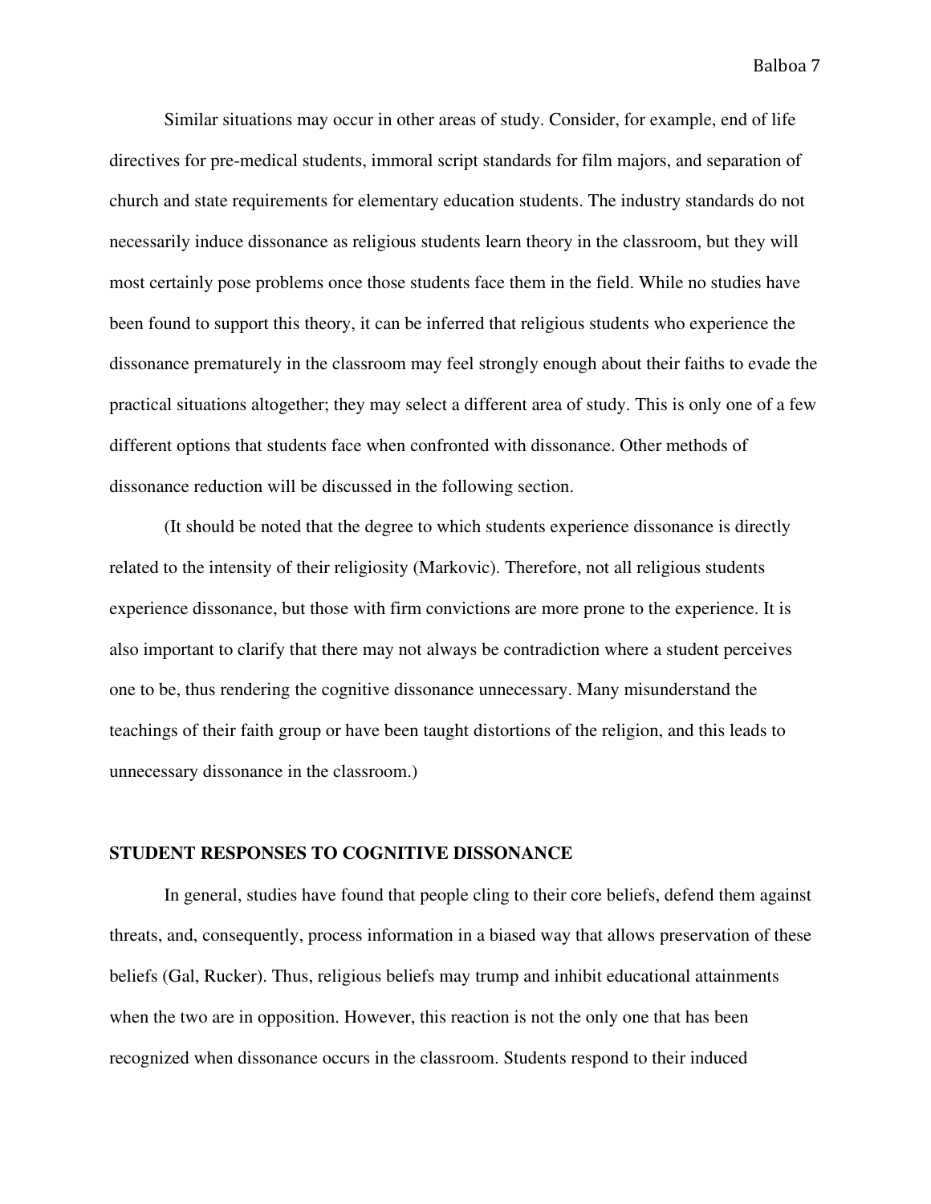Similar situations may occur in other areas of study. Consider, for example, end of life directives for pre-medical students, immoral script standards for film majors, and separation of church and state requirements for elementary education students. The industry standards do not necessarily induce dissonance as religious students learn theory in the classroom, but they will most certainly pose problems once those students face them in the field. While no studies have been found to support this theory, it can be inferred that religious students who experience the dissonance prematurely in the classroom may feel strongly enough about their faiths to evade the practical situations altogether; they may select a different area of study. This is only one of a few different options that students face when confronted with dissonance. Other methods of dissonance reduction will be discussed in the following section.

(It should be noted that the degree to which students experience dissonance is directly related to the intensity of their religiosity (Markovic). Therefore, not all religious students experience dissonance, but those with firm convictions are more prone to the experience. It is also important to clarify that there may not always be contradiction where a student perceives one to be, thus rendering the cognitive dissonance unnecessary. Many misunderstand the teachings of their faith group or have been taught distortions of the religion, and this leads to unnecessary dissonance in the classroom.)

## STUDENT RESPONSES TO COGNITIVE DISSONANCE

In general, studies have found that people cling to their core beliefs, defend them against threats, and, consequently, process information in a biased way that allows preservation of these beliefs (Gal, Rucker). Thus, religious beliefs may trump and inhibit educational attainments when the two are in opposition. However, this reaction is not the only one that has been recognized when dissonance occurs in the classroom. Students respond to their induced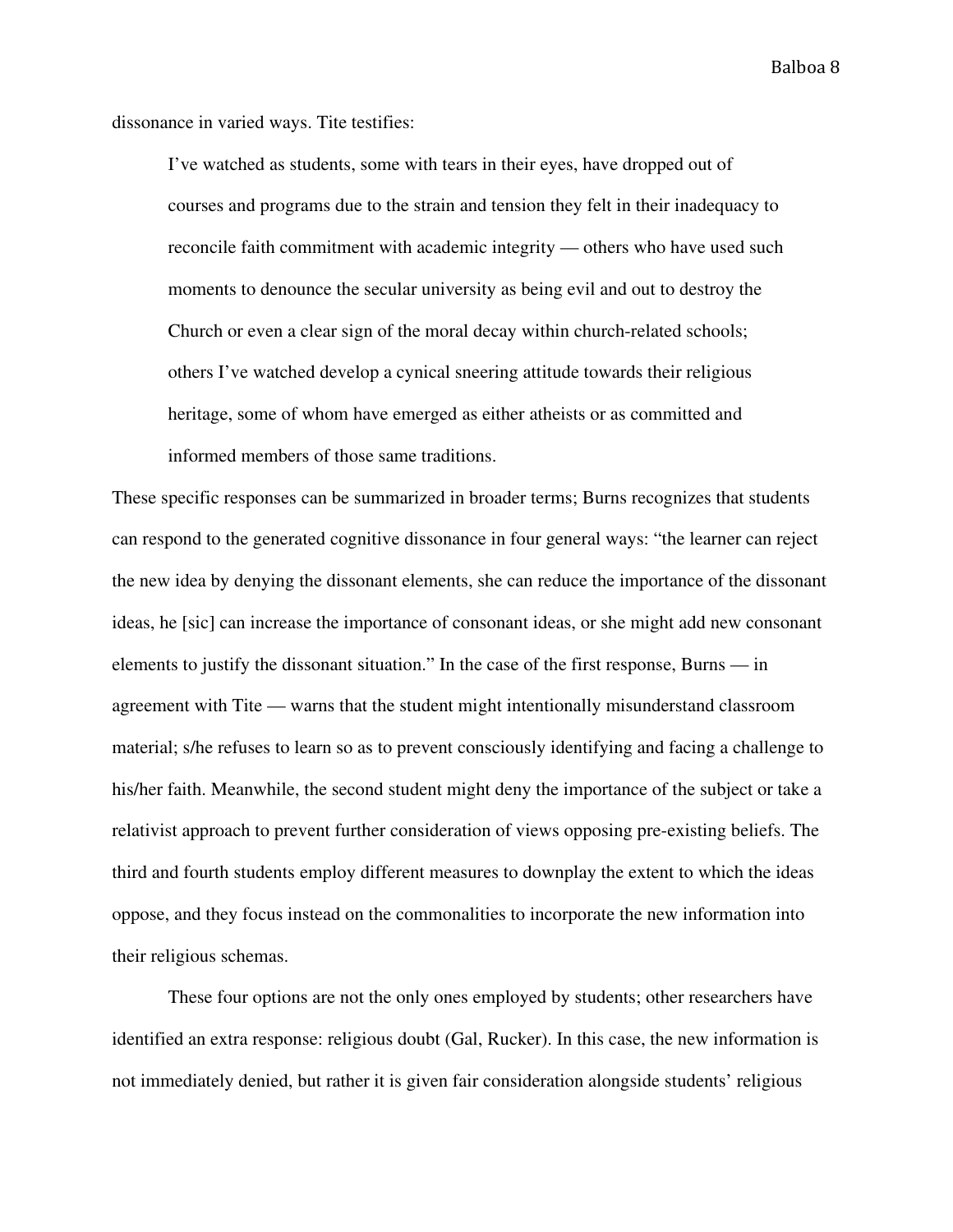dissonance in varied ways. Tite testifies:

> I've watched as students, some with tears in their eyes, have dropped out of courses and programs due to the strain and tension they felt in their inadequacy to reconcile faith commitment with academic integrity — others who have used such moments to denounce the secular university as being evil and out to destroy the Church or even a clear sign of the moral decay within church-related schools; others I've watched develop a cynical sneering attitude towards their religious heritage, some of whom have emerged as either atheists or as committed and informed members of those same traditions.

These specific responses can be summarized in broader terms; Burns recognizes that students can respond to the generated cognitive dissonance in four general ways: "the learner can reject the new idea by denying the dissonant elements, she can reduce the importance of the dissonant ideas, he [sic] can increase the importance of consonant ideas, or she might add new consonant elements to justify the dissonant situation." In the case of the first response, Burns — in agreement with Tite — warns that the student might intentionally misunderstand classroom material; s/he refuses to learn so as to prevent consciously identifying and facing a challenge to his/her faith. Meanwhile, the second student might deny the importance of the subject or take a relativist approach to prevent further consideration of views opposing pre-existing beliefs. The third and fourth students employ different measures to downplay the extent to which the ideas oppose, and they focus instead on the commonalities to incorporate the new information into their religious schemas.

These four options are not the only ones employed by students; other researchers have identified an extra response: religious doubt (Gal, Rucker). In this case, the new information is not immediately denied, but rather it is given fair consideration alongside students' religious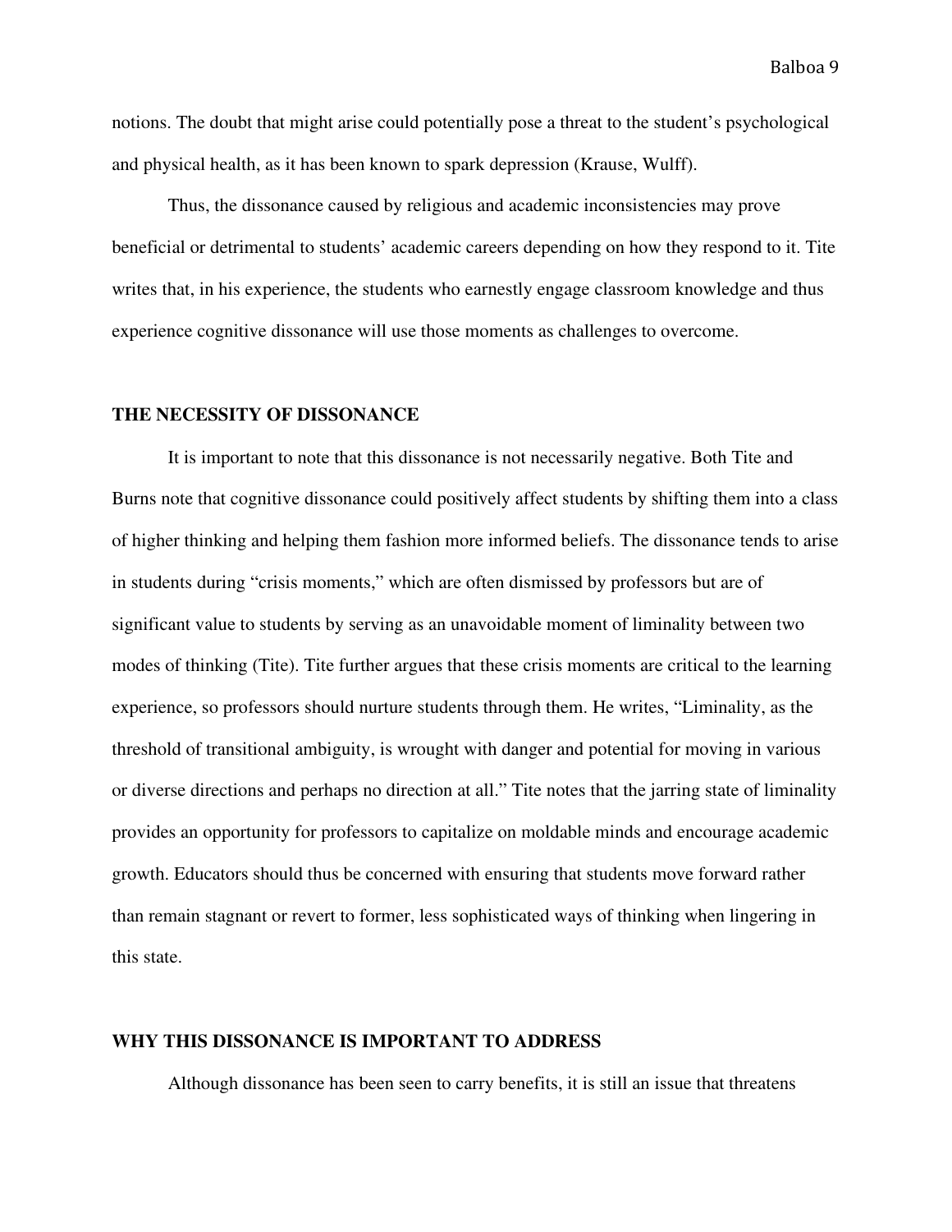notions. The doubt that might arise could potentially pose a threat to the student's psychological and physical health, as it has been known to spark depression (Krause, Wulff).

Thus, the dissonance caused by religious and academic inconsistencies may prove beneficial or detrimental to students' academic careers depending on how they respond to it. Tite writes that, in his experience, the students who earnestly engage classroom knowledge and thus experience cognitive dissonance will use those moments as challenges to overcome.

## THE NECESSITY OF DISSONANCE

It is important to note that this dissonance is not necessarily negative. Both Tite and Burns note that cognitive dissonance could positively affect students by shifting them into a class of higher thinking and helping them fashion more informed beliefs. The dissonance tends to arise in students during "crisis moments," which are often dismissed by professors but are of significant value to students by serving as an unavoidable moment of liminality between two modes of thinking (Tite). Tite further argues that these crisis moments are critical to the learning experience, so professors should nurture students through them. He writes, "Liminality, as the threshold of transitional ambiguity, is wrought with danger and potential for moving in various or diverse directions and perhaps no direction at all." Tite notes that the jarring state of liminality provides an opportunity for professors to capitalize on moldable minds and encourage academic growth. Educators should thus be concerned with ensuring that students move forward rather than remain stagnant or revert to former, less sophisticated ways of thinking when lingering in this state.

## WHY THIS DISSONANCE IS IMPORTANT TO ADDRESS

Although dissonance has been seen to carry benefits, it is still an issue that threatens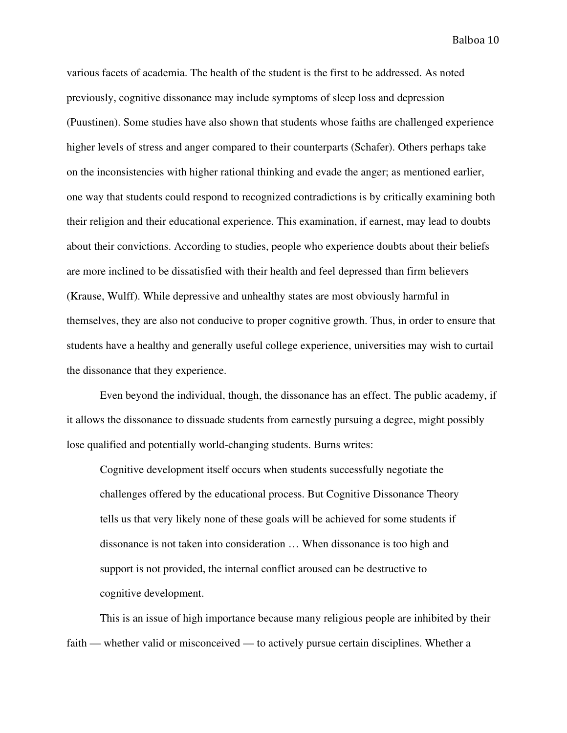various facets of academia. The health of the student is the first to be addressed. As noted previously, cognitive dissonance may include symptoms of sleep loss and depression (Puustinen). Some studies have also shown that students whose faiths are challenged experience higher levels of stress and anger compared to their counterparts (Schafer). Others perhaps take on the inconsistencies with higher rational thinking and evade the anger; as mentioned earlier, one way that students could respond to recognized contradictions is by critically examining both their religion and their educational experience. This examination, if earnest, may lead to doubts about their convictions. According to studies, people who experience doubts about their beliefs are more inclined to be dissatisfied with their health and feel depressed than firm believers (Krause, Wulff). While depressive and unhealthy states are most obviously harmful in themselves, they are also not conducive to proper cognitive growth. Thus, in order to ensure that students have a healthy and generally useful college experience, universities may wish to curtail the dissonance that they experience.

Even beyond the individual, though, the dissonance has an effect. The public academy, if it allows the dissonance to dissuade students from earnestly pursuing a degree, might possibly lose qualified and potentially world-changing students. Burns writes:

> Cognitive development itself occurs when students successfully negotiate the challenges offered by the educational process. But Cognitive Dissonance Theory tells us that very likely none of these goals will be achieved for some students if dissonance is not taken into consideration … When dissonance is too high and support is not provided, the internal conflict aroused can be destructive to cognitive development.

This is an issue of high importance because many religious people are inhibited by their faith — whether valid or misconceived — to actively pursue certain disciplines. Whether a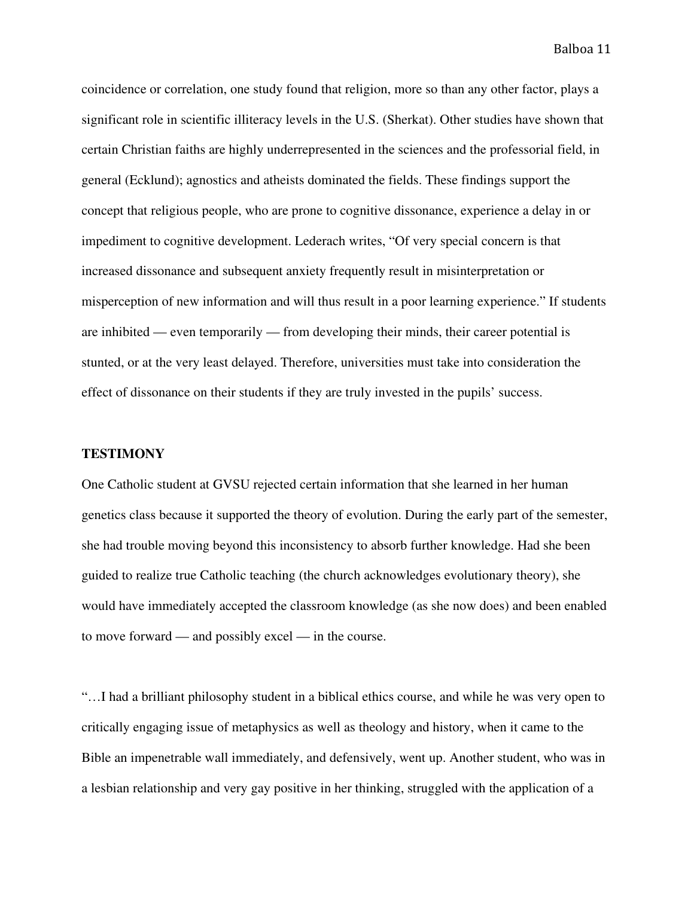coincidence or correlation, one study found that religion, more so than any other factor, plays a significant role in scientific illiteracy levels in the U.S. (Sherkat). Other studies have shown that certain Christian faiths are highly underrepresented in the sciences and the professorial field, in general (Ecklund); agnostics and atheists dominated the fields. These findings support the concept that religious people, who are prone to cognitive dissonance, experience a delay in or impediment to cognitive development. Lederach writes, “Of very special concern is that increased dissonance and subsequent anxiety frequently result in misinterpretation or misperception of new information and will thus result in a poor learning experience.” If students are inhibited — even temporarily — from developing their minds, their career potential is stunted, or at the very least delayed. Therefore, universities must take into consideration the effect of dissonance on their students if they are truly invested in the pupils’ success.

**TESTIMONY**

One Catholic student at GVSU rejected certain information that she learned in her human genetics class because it supported the theory of evolution. During the early part of the semester, she had trouble moving beyond this inconsistency to absorb further knowledge. Had she been guided to realize true Catholic teaching (the church acknowledges evolutionary theory), she would have immediately accepted the classroom knowledge (as she now does) and been enabled to move forward — and possibly excel — in the course.

“…I had a brilliant philosophy student in a biblical ethics course, and while he was very open to critically engaging issue of metaphysics as well as theology and history, when it came to the Bible an impenetrable wall immediately, and defensively, went up. Another student, who was in a lesbian relationship and very gay positive in her thinking, struggled with the application of a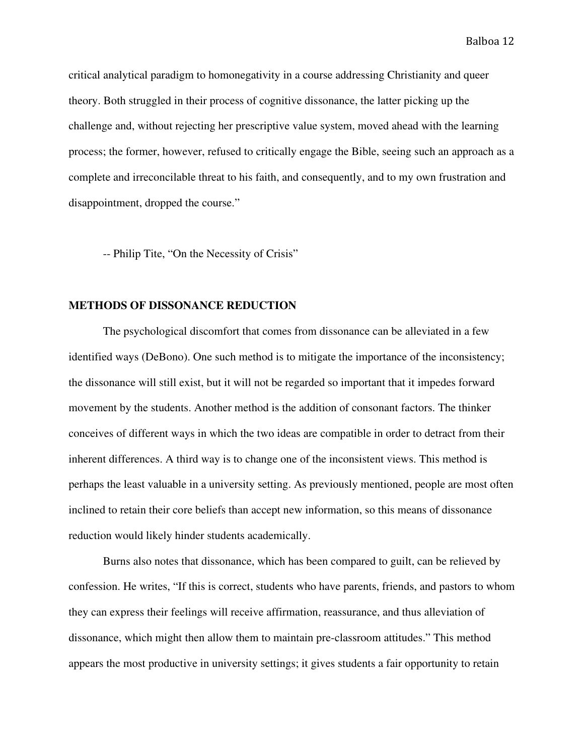critical analytical paradigm to homonegativity in a course addressing Christianity and queer theory. Both struggled in their process of cognitive dissonance, the latter picking up the challenge and, without rejecting her prescriptive value system, moved ahead with the learning process; the former, however, refused to critically engage the Bible, seeing such an approach as a complete and irreconcilable threat to his faith, and consequently, and to my own frustration and disappointment, dropped the course."

-- Philip Tite, "On the Necessity of Crisis"

**METHODS OF DISSONANCE REDUCTION**

The psychological discomfort that comes from dissonance can be alleviated in a few identified ways (DeBono). One such method is to mitigate the importance of the inconsistency; the dissonance will still exist, but it will not be regarded so important that it impedes forward movement by the students. Another method is the addition of consonant factors. The thinker conceives of different ways in which the two ideas are compatible in order to detract from their inherent differences. A third way is to change one of the inconsistent views. This method is perhaps the least valuable in a university setting. As previously mentioned, people are most often inclined to retain their core beliefs than accept new information, so this means of dissonance reduction would likely hinder students academically.

Burns also notes that dissonance, which has been compared to guilt, can be relieved by confession. He writes, "If this is correct, students who have parents, friends, and pastors to whom they can express their feelings will receive affirmation, reassurance, and thus alleviation of dissonance, which might then allow them to maintain pre-classroom attitudes." This method appears the most productive in university settings; it gives students a fair opportunity to retain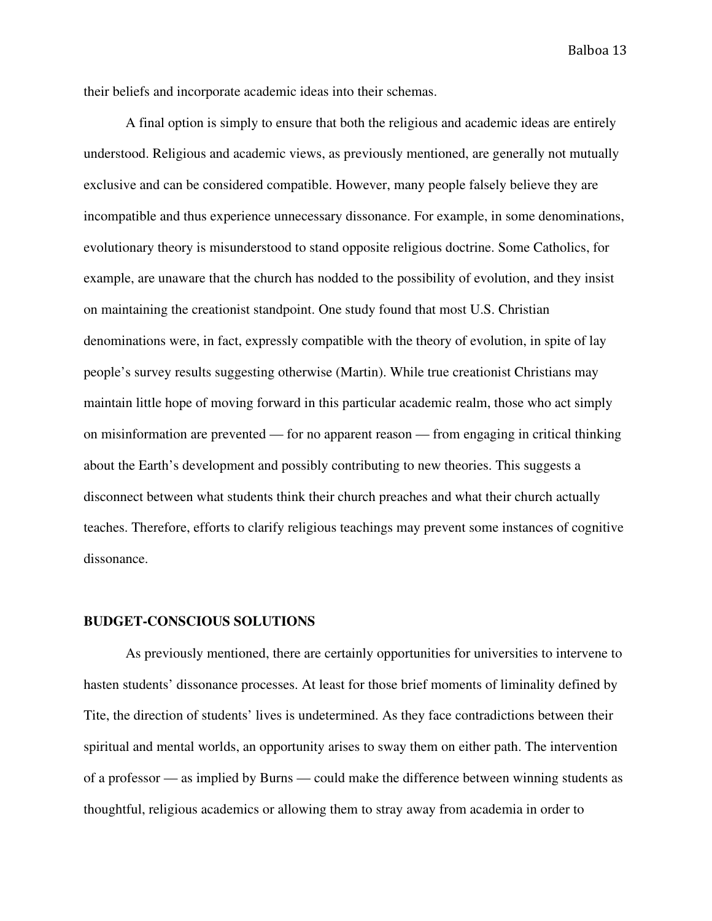their beliefs and incorporate academic ideas into their schemas.

A final option is simply to ensure that both the religious and academic ideas are entirely understood. Religious and academic views, as previously mentioned, are generally not mutually exclusive and can be considered compatible. However, many people falsely believe they are incompatible and thus experience unnecessary dissonance. For example, in some denominations, evolutionary theory is misunderstood to stand opposite religious doctrine. Some Catholics, for example, are unaware that the church has nodded to the possibility of evolution, and they insist on maintaining the creationist standpoint. One study found that most U.S. Christian denominations were, in fact, expressly compatible with the theory of evolution, in spite of lay people's survey results suggesting otherwise (Martin). While true creationist Christians may maintain little hope of moving forward in this particular academic realm, those who act simply on misinformation are prevented — for no apparent reason — from engaging in critical thinking about the Earth's development and possibly contributing to new theories. This suggests a disconnect between what students think their church preaches and what their church actually teaches. Therefore, efforts to clarify religious teachings may prevent some instances of cognitive dissonance.

## BUDGET-CONSCIOUS SOLUTIONS

As previously mentioned, there are certainly opportunities for universities to intervene to hasten students' dissonance processes. At least for those brief moments of liminality defined by Tite, the direction of students' lives is undetermined. As they face contradictions between their spiritual and mental worlds, an opportunity arises to sway them on either path. The intervention of a professor — as implied by Burns — could make the difference between winning students as thoughtful, religious academics or allowing them to stray away from academia in order to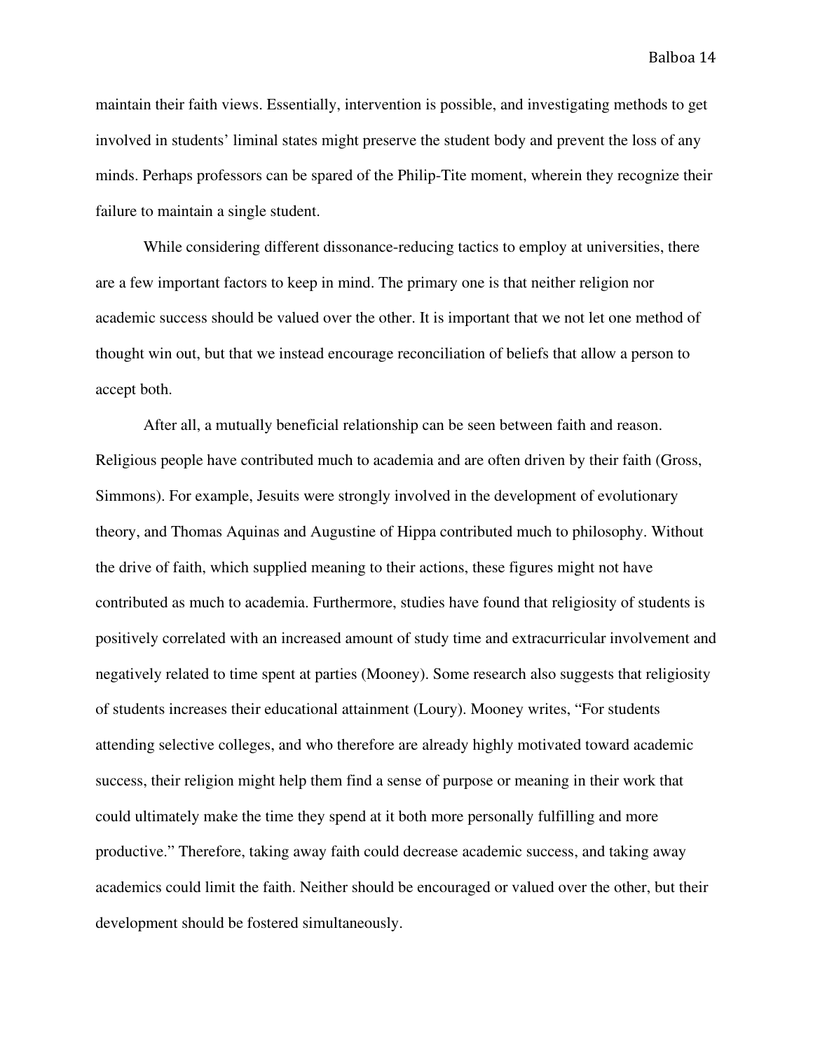maintain their faith views. Essentially, intervention is possible, and investigating methods to get involved in students' liminal states might preserve the student body and prevent the loss of any minds. Perhaps professors can be spared of the Philip-Tite moment, wherein they recognize their failure to maintain a single student.

While considering different dissonance-reducing tactics to employ at universities, there are a few important factors to keep in mind. The primary one is that neither religion nor academic success should be valued over the other. It is important that we not let one method of thought win out, but that we instead encourage reconciliation of beliefs that allow a person to accept both.

After all, a mutually beneficial relationship can be seen between faith and reason. Religious people have contributed much to academia and are often driven by their faith (Gross, Simmons). For example, Jesuits were strongly involved in the development of evolutionary theory, and Thomas Aquinas and Augustine of Hippa contributed much to philosophy. Without the drive of faith, which supplied meaning to their actions, these figures might not have contributed as much to academia. Furthermore, studies have found that religiosity of students is positively correlated with an increased amount of study time and extracurricular involvement and negatively related to time spent at parties (Mooney). Some research also suggests that religiosity of students increases their educational attainment (Loury). Mooney writes, "For students attending selective colleges, and who therefore are already highly motivated toward academic success, their religion might help them find a sense of purpose or meaning in their work that could ultimately make the time they spend at it both more personally fulfilling and more productive." Therefore, taking away faith could decrease academic success, and taking away academics could limit the faith. Neither should be encouraged or valued over the other, but their development should be fostered simultaneously.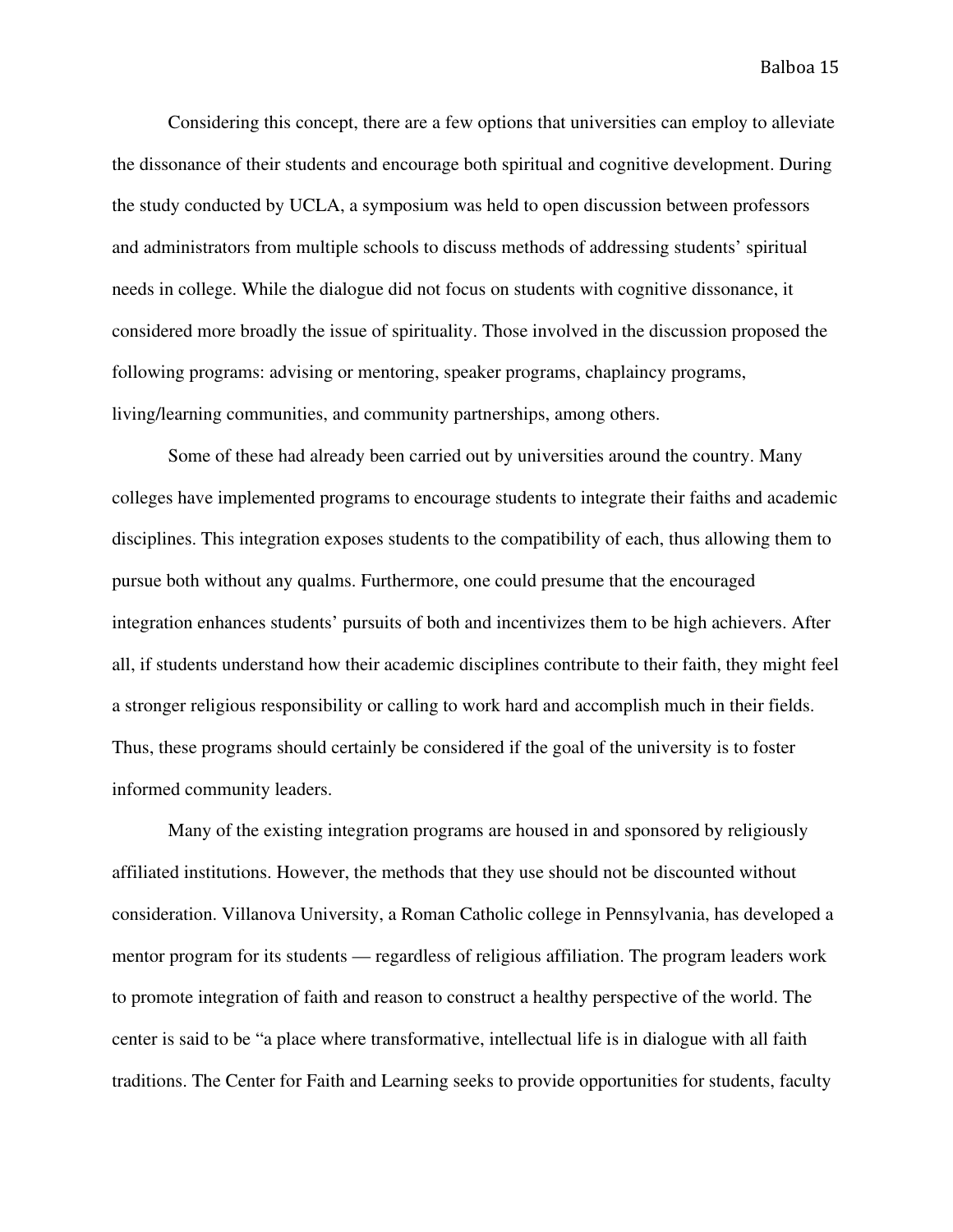Considering this concept, there are a few options that universities can employ to alleviate the dissonance of their students and encourage both spiritual and cognitive development. During the study conducted by UCLA, a symposium was held to open discussion between professors and administrators from multiple schools to discuss methods of addressing students' spiritual needs in college. While the dialogue did not focus on students with cognitive dissonance, it considered more broadly the issue of spirituality. Those involved in the discussion proposed the following programs: advising or mentoring, speaker programs, chaplaincy programs, living/learning communities, and community partnerships, among others.

Some of these had already been carried out by universities around the country. Many colleges have implemented programs to encourage students to integrate their faiths and academic disciplines. This integration exposes students to the compatibility of each, thus allowing them to pursue both without any qualms. Furthermore, one could presume that the encouraged integration enhances students' pursuits of both and incentivizes them to be high achievers. After all, if students understand how their academic disciplines contribute to their faith, they might feel a stronger religious responsibility or calling to work hard and accomplish much in their fields. Thus, these programs should certainly be considered if the goal of the university is to foster informed community leaders.

Many of the existing integration programs are housed in and sponsored by religiously affiliated institutions. However, the methods that they use should not be discounted without consideration. Villanova University, a Roman Catholic college in Pennsylvania, has developed a mentor program for its students — regardless of religious affiliation. The program leaders work to promote integration of faith and reason to construct a healthy perspective of the world. The center is said to be "a place where transformative, intellectual life is in dialogue with all faith traditions. The Center for Faith and Learning seeks to provide opportunities for students, faculty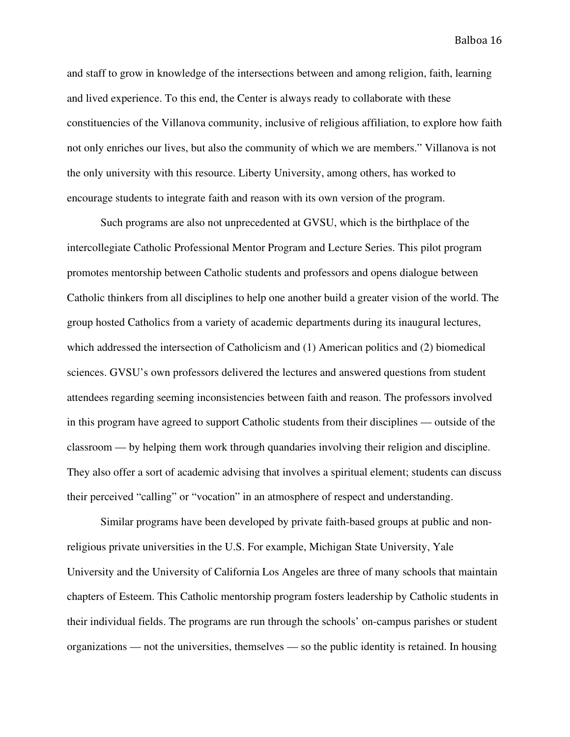and staff to grow in knowledge of the intersections between and among religion, faith, learning and lived experience. To this end, the Center is always ready to collaborate with these constituencies of the Villanova community, inclusive of religious affiliation, to explore how faith not only enriches our lives, but also the community of which we are members." Villanova is not the only university with this resource. Liberty University, among others, has worked to encourage students to integrate faith and reason with its own version of the program.

Such programs are also not unprecedented at GVSU, which is the birthplace of the intercollegiate Catholic Professional Mentor Program and Lecture Series. This pilot program promotes mentorship between Catholic students and professors and opens dialogue between Catholic thinkers from all disciplines to help one another build a greater vision of the world. The group hosted Catholics from a variety of academic departments during its inaugural lectures, which addressed the intersection of Catholicism and (1) American politics and (2) biomedical sciences. GVSU's own professors delivered the lectures and answered questions from student attendees regarding seeming inconsistencies between faith and reason. The professors involved in this program have agreed to support Catholic students from their disciplines — outside of the classroom — by helping them work through quandaries involving their religion and discipline. They also offer a sort of academic advising that involves a spiritual element; students can discuss their perceived "calling" or "vocation" in an atmosphere of respect and understanding.

Similar programs have been developed by private faith-based groups at public and non-religious private universities in the U.S. For example, Michigan State University, Yale University and the University of California Los Angeles are three of many schools that maintain chapters of Esteem. This Catholic mentorship program fosters leadership by Catholic students in their individual fields. The programs are run through the schools' on-campus parishes or student organizations — not the universities, themselves — so the public identity is retained. In housing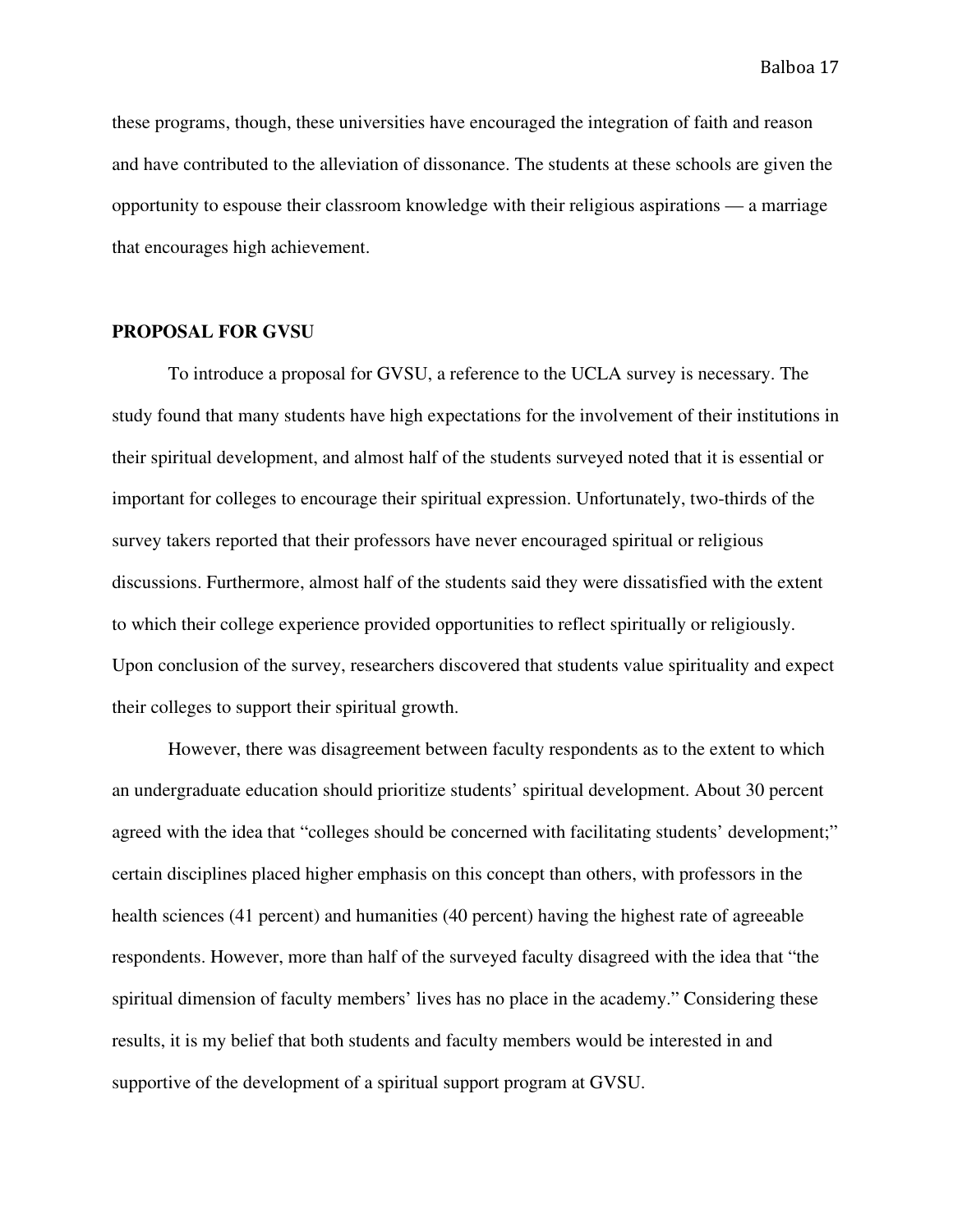these programs, though, these universities have encouraged the integration of faith and reason and have contributed to the alleviation of dissonance. The students at these schools are given the opportunity to espouse their classroom knowledge with their religious aspirations — a marriage that encourages high achievement.

## PROPOSAL FOR GVSU

To introduce a proposal for GVSU, a reference to the UCLA survey is necessary. The study found that many students have high expectations for the involvement of their institutions in their spiritual development, and almost half of the students surveyed noted that it is essential or important for colleges to encourage their spiritual expression. Unfortunately, two-thirds of the survey takers reported that their professors have never encouraged spiritual or religious discussions. Furthermore, almost half of the students said they were dissatisfied with the extent to which their college experience provided opportunities to reflect spiritually or religiously. Upon conclusion of the survey, researchers discovered that students value spirituality and expect their colleges to support their spiritual growth.

However, there was disagreement between faculty respondents as to the extent to which an undergraduate education should prioritize students' spiritual development. About 30 percent agreed with the idea that "colleges should be concerned with facilitating students' development;" certain disciplines placed higher emphasis on this concept than others, with professors in the health sciences (41 percent) and humanities (40 percent) having the highest rate of agreeable respondents. However, more than half of the surveyed faculty disagreed with the idea that "the spiritual dimension of faculty members' lives has no place in the academy." Considering these results, it is my belief that both students and faculty members would be interested in and supportive of the development of a spiritual support program at GVSU.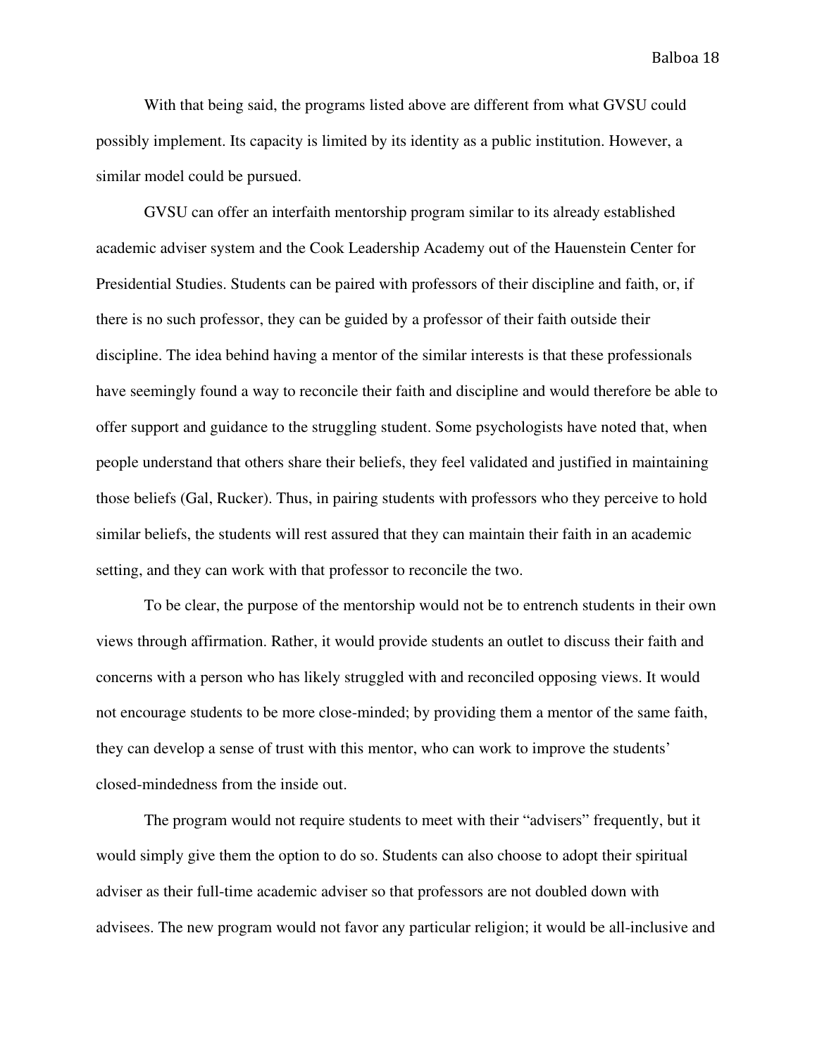With that being said, the programs listed above are different from what GVSU could possibly implement. Its capacity is limited by its identity as a public institution. However, a similar model could be pursued.

GVSU can offer an interfaith mentorship program similar to its already established academic adviser system and the Cook Leadership Academy out of the Hauenstein Center for Presidential Studies. Students can be paired with professors of their discipline and faith, or, if there is no such professor, they can be guided by a professor of their faith outside their discipline. The idea behind having a mentor of the similar interests is that these professionals have seemingly found a way to reconcile their faith and discipline and would therefore be able to offer support and guidance to the struggling student. Some psychologists have noted that, when people understand that others share their beliefs, they feel validated and justified in maintaining those beliefs (Gal, Rucker). Thus, in pairing students with professors who they perceive to hold similar beliefs, the students will rest assured that they can maintain their faith in an academic setting, and they can work with that professor to reconcile the two.

To be clear, the purpose of the mentorship would not be to entrench students in their own views through affirmation. Rather, it would provide students an outlet to discuss their faith and concerns with a person who has likely struggled with and reconciled opposing views. It would not encourage students to be more close-minded; by providing them a mentor of the same faith, they can develop a sense of trust with this mentor, who can work to improve the students' closed-mindedness from the inside out.

The program would not require students to meet with their "advisers" frequently, but it would simply give them the option to do so. Students can also choose to adopt their spiritual adviser as their full-time academic adviser so that professors are not doubled down with advisees. The new program would not favor any particular religion; it would be all-inclusive and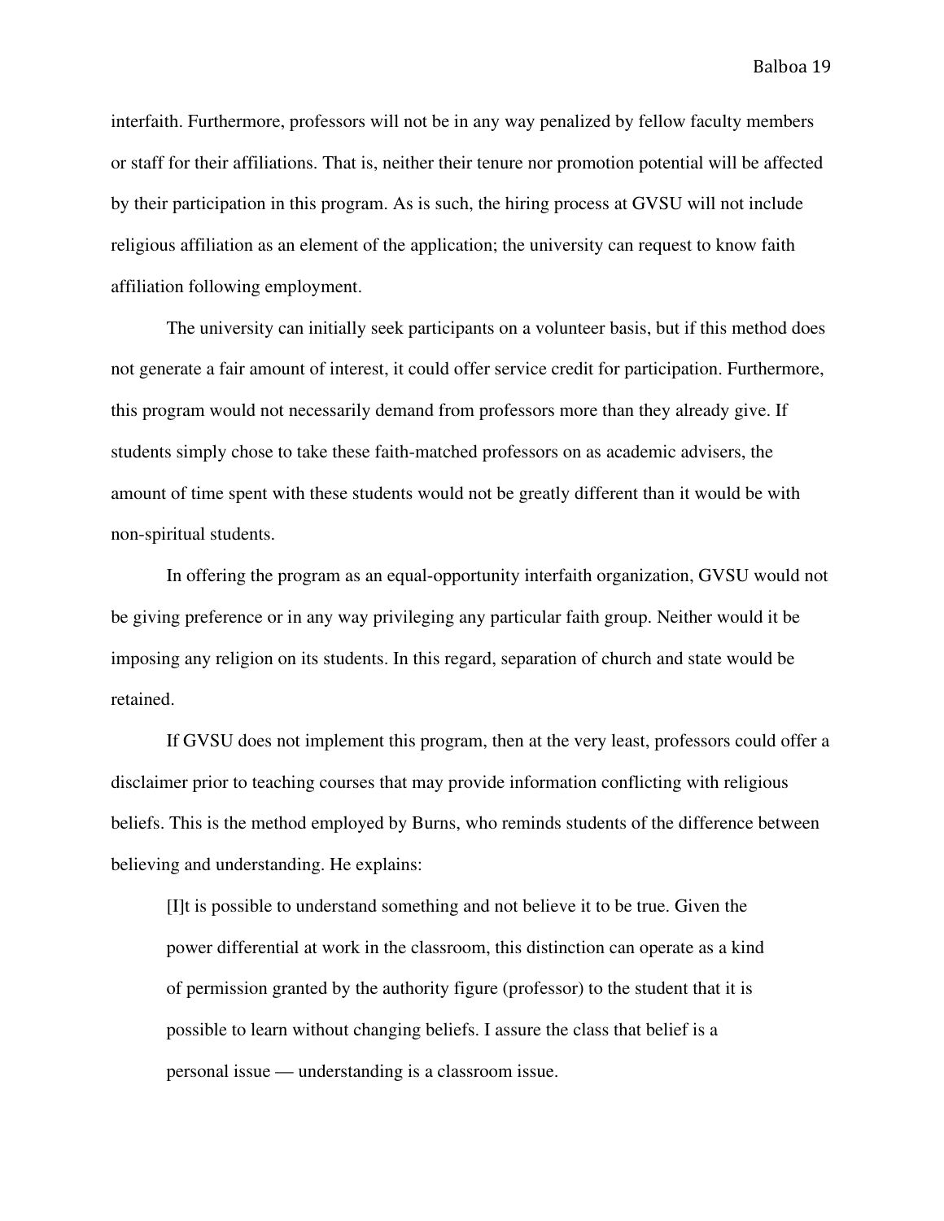interfaith. Furthermore, professors will not be in any way penalized by fellow faculty members or staff for their affiliations. That is, neither their tenure nor promotion potential will be affected by their participation in this program. As is such, the hiring process at GVSU will not include religious affiliation as an element of the application; the university can request to know faith affiliation following employment.

The university can initially seek participants on a volunteer basis, but if this method does not generate a fair amount of interest, it could offer service credit for participation. Furthermore, this program would not necessarily demand from professors more than they already give. If students simply chose to take these faith-matched professors on as academic advisers, the amount of time spent with these students would not be greatly different than it would be with non-spiritual students.

In offering the program as an equal-opportunity interfaith organization, GVSU would not be giving preference or in any way privileging any particular faith group. Neither would it be imposing any religion on its students. In this regard, separation of church and state would be retained.

If GVSU does not implement this program, then at the very least, professors could offer a disclaimer prior to teaching courses that may provide information conflicting with religious beliefs. This is the method employed by Burns, who reminds students of the difference between believing and understanding. He explains:

> [I]t is possible to understand something and not believe it to be true. Given the power differential at work in the classroom, this distinction can operate as a kind of permission granted by the authority figure (professor) to the student that it is possible to learn without changing beliefs. I assure the class that belief is a personal issue — understanding is a classroom issue.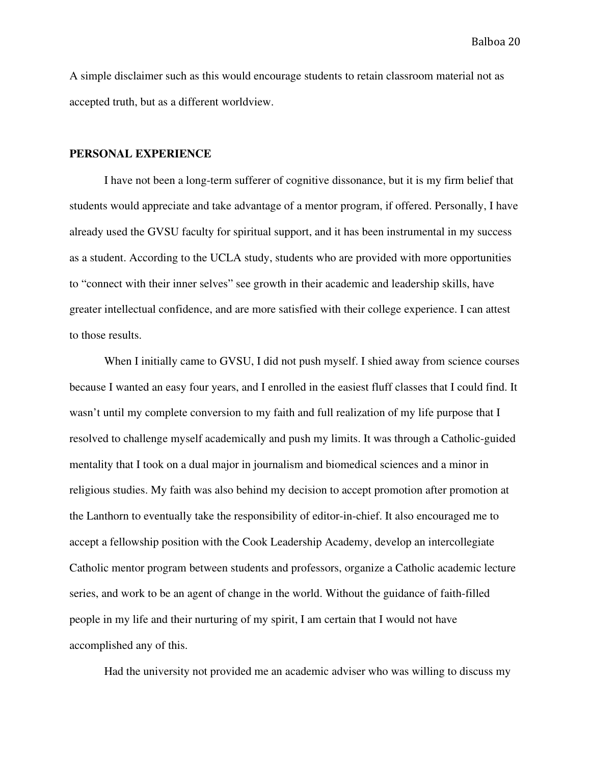A simple disclaimer such as this would encourage students to retain classroom material not as accepted truth, but as a different worldview.

## PERSONAL EXPERIENCE

I have not been a long-term sufferer of cognitive dissonance, but it is my firm belief that students would appreciate and take advantage of a mentor program, if offered. Personally, I have already used the GVSU faculty for spiritual support, and it has been instrumental in my success as a student. According to the UCLA study, students who are provided with more opportunities to "connect with their inner selves" see growth in their academic and leadership skills, have greater intellectual confidence, and are more satisfied with their college experience. I can attest to those results.

When I initially came to GVSU, I did not push myself. I shied away from science courses because I wanted an easy four years, and I enrolled in the easiest fluff classes that I could find. It wasn't until my complete conversion to my faith and full realization of my life purpose that I resolved to challenge myself academically and push my limits. It was through a Catholic-guided mentality that I took on a dual major in journalism and biomedical sciences and a minor in religious studies. My faith was also behind my decision to accept promotion after promotion at the Lanthorn to eventually take the responsibility of editor-in-chief. It also encouraged me to accept a fellowship position with the Cook Leadership Academy, develop an intercollegiate Catholic mentor program between students and professors, organize a Catholic academic lecture series, and work to be an agent of change in the world. Without the guidance of faith-filled people in my life and their nurturing of my spirit, I am certain that I would not have accomplished any of this.

Had the university not provided me an academic adviser who was willing to discuss my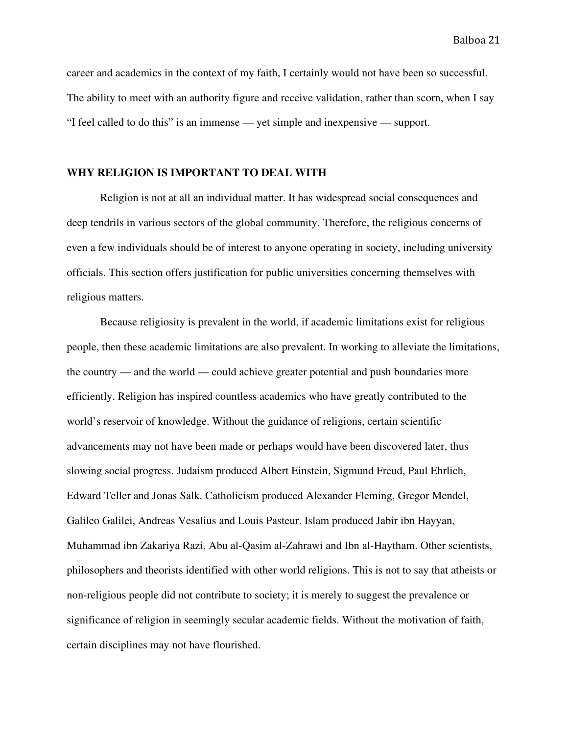career and academics in the context of my faith, I certainly would not have been so successful. The ability to meet with an authority figure and receive validation, rather than scorn, when I say "I feel called to do this" is an immense — yet simple and inexpensive — support.

## WHY RELIGION IS IMPORTANT TO DEAL WITH

Religion is not at all an individual matter. It has widespread social consequences and deep tendrils in various sectors of the global community. Therefore, the religious concerns of even a few individuals should be of interest to anyone operating in society, including university officials. This section offers justification for public universities concerning themselves with religious matters.

Because religiosity is prevalent in the world, if academic limitations exist for religious people, then these academic limitations are also prevalent. In working to alleviate the limitations, the country — and the world — could achieve greater potential and push boundaries more efficiently. Religion has inspired countless academics who have greatly contributed to the world's reservoir of knowledge. Without the guidance of religions, certain scientific advancements may not have been made or perhaps would have been discovered later, thus slowing social progress. Judaism produced Albert Einstein, Sigmund Freud, Paul Ehrlich, Edward Teller and Jonas Salk. Catholicism produced Alexander Fleming, Gregor Mendel, Galileo Galilei, Andreas Vesalius and Louis Pasteur. Islam produced Jabir ibn Hayyan, Muhammad ibn Zakariya Razi, Abu al-Qasim al-Zahrawi and Ibn al-Haytham. Other scientists, philosophers and theorists identified with other world religions. This is not to say that atheists or non-religious people did not contribute to society; it is merely to suggest the prevalence or significance of religion in seemingly secular academic fields. Without the motivation of faith, certain disciplines may not have flourished.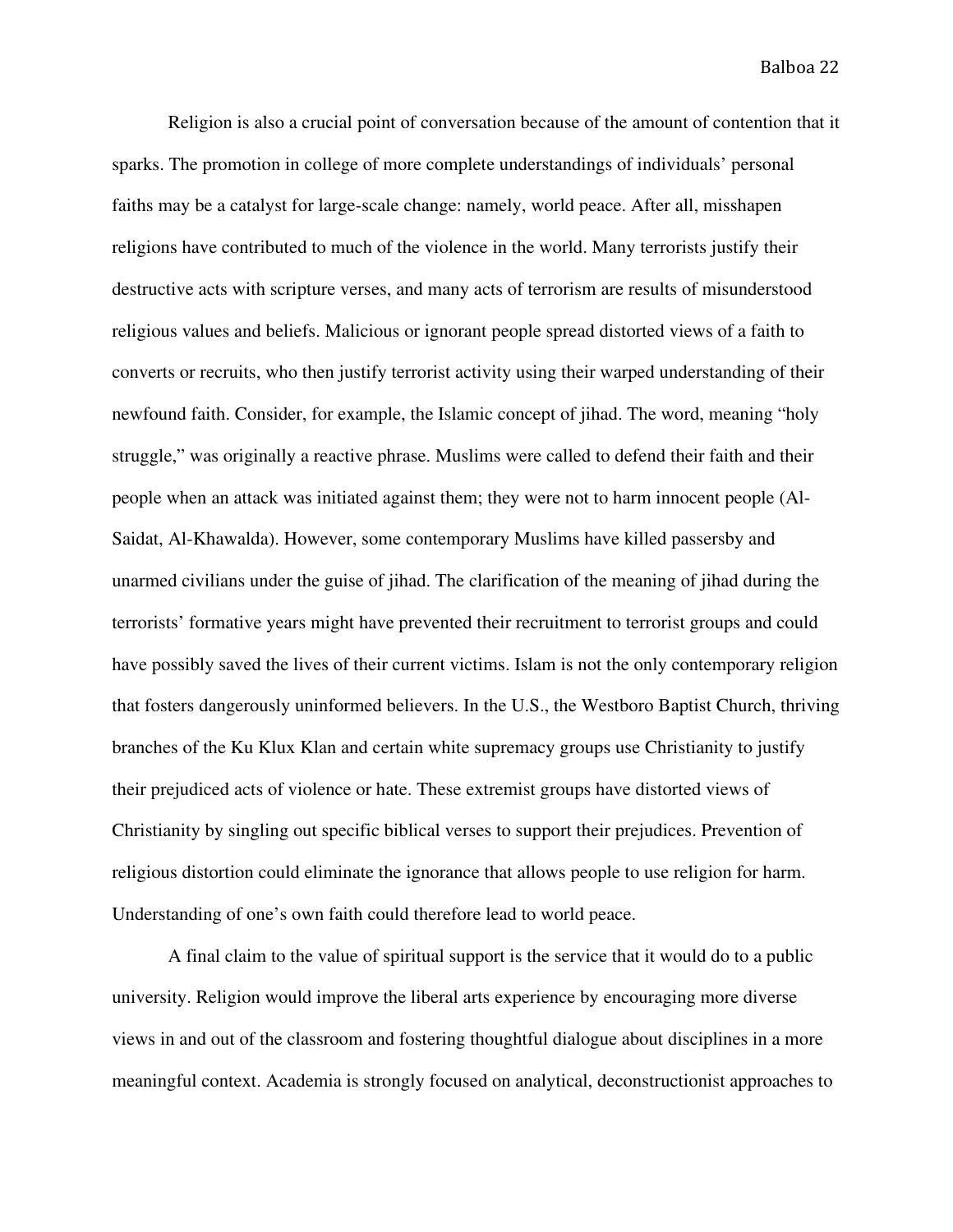Religion is also a crucial point of conversation because of the amount of contention that it sparks. The promotion in college of more complete understandings of individuals' personal faiths may be a catalyst for large-scale change: namely, world peace. After all, misshapen religions have contributed to much of the violence in the world. Many terrorists justify their destructive acts with scripture verses, and many acts of terrorism are results of misunderstood religious values and beliefs. Malicious or ignorant people spread distorted views of a faith to converts or recruits, who then justify terrorist activity using their warped understanding of their newfound faith. Consider, for example, the Islamic concept of jihad. The word, meaning "holy struggle," was originally a reactive phrase. Muslims were called to defend their faith and their people when an attack was initiated against them; they were not to harm innocent people (Al-Saidat, Al-Khawalda). However, some contemporary Muslims have killed passersby and unarmed civilians under the guise of jihad. The clarification of the meaning of jihad during the terrorists' formative years might have prevented their recruitment to terrorist groups and could have possibly saved the lives of their current victims. Islam is not the only contemporary religion that fosters dangerously uninformed believers. In the U.S., the Westboro Baptist Church, thriving branches of the Ku Klux Klan and certain white supremacy groups use Christianity to justify their prejudiced acts of violence or hate. These extremist groups have distorted views of Christianity by singling out specific biblical verses to support their prejudices. Prevention of religious distortion could eliminate the ignorance that allows people to use religion for harm. Understanding of one's own faith could therefore lead to world peace.

A final claim to the value of spiritual support is the service that it would do to a public university. Religion would improve the liberal arts experience by encouraging more diverse views in and out of the classroom and fostering thoughtful dialogue about disciplines in a more meaningful context. Academia is strongly focused on analytical, deconstructionist approaches to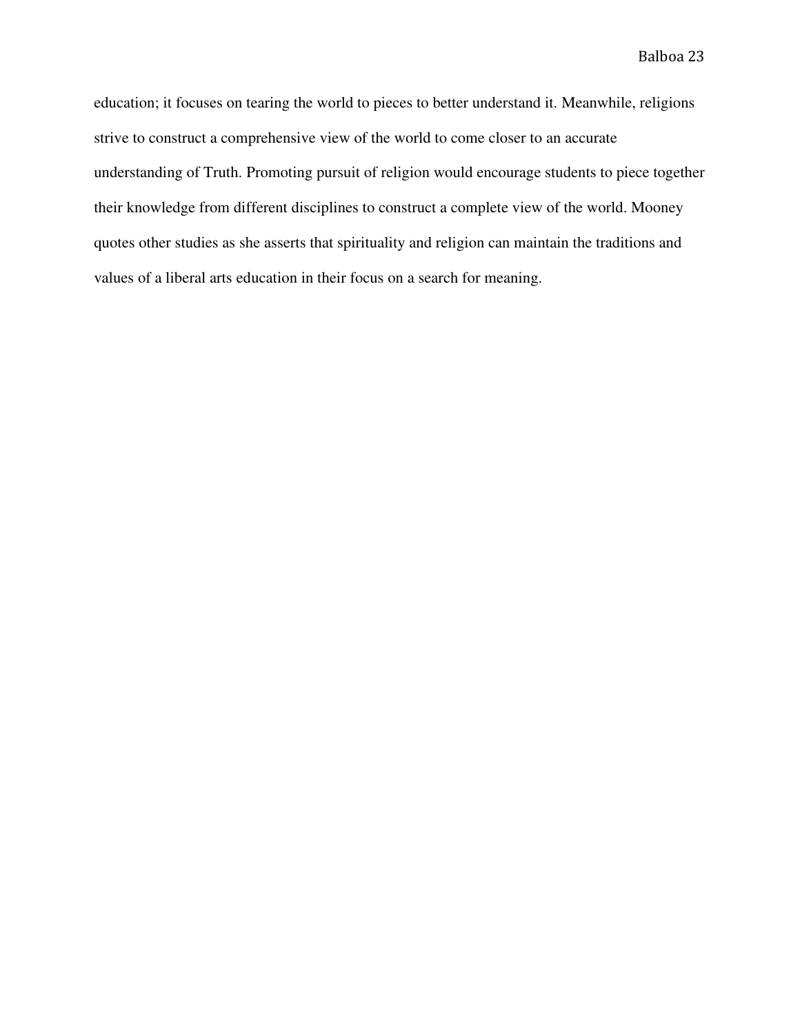education; it focuses on tearing the world to pieces to better understand it. Meanwhile, religions strive to construct a comprehensive view of the world to come closer to an accurate understanding of Truth. Promoting pursuit of religion would encourage students to piece together their knowledge from different disciplines to construct a complete view of the world. Mooney quotes other studies as she asserts that spirituality and religion can maintain the traditions and values of a liberal arts education in their focus on a search for meaning.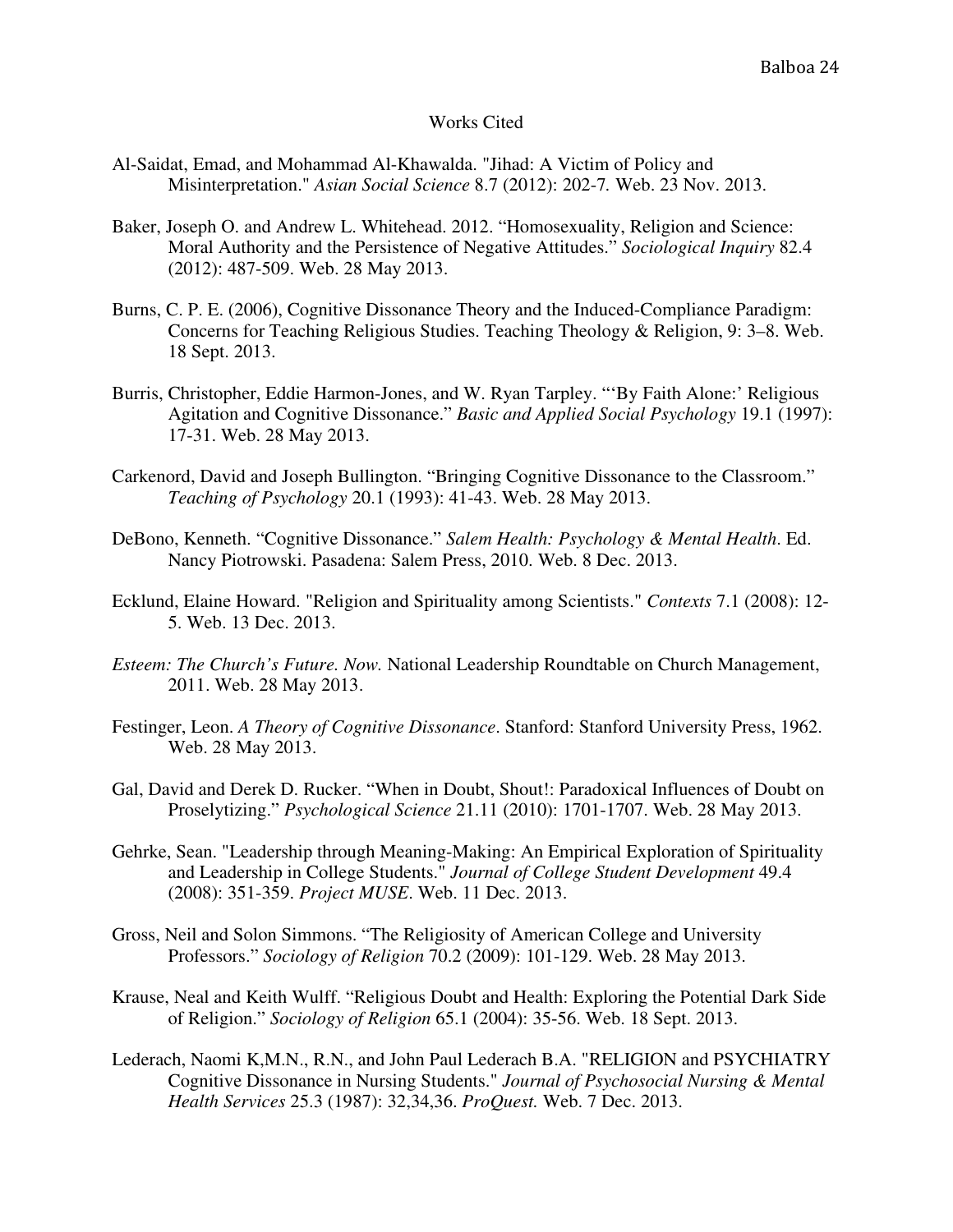# Works Cited

Al-Saidat, Emad, and Mohammad Al-Khawalda. "Jihad: A Victim of Policy and Misinterpretation." *Asian Social Science* 8.7 (2012): 202-7. Web. 23 Nov. 2013.

Baker, Joseph O. and Andrew L. Whitehead. 2012. "Homosexuality, Religion and Science: Moral Authority and the Persistence of Negative Attitudes." *Sociological Inquiry* 82.4 (2012): 487-509. Web. 28 May 2013.

Burns, C. P. E. (2006), Cognitive Dissonance Theory and the Induced-Compliance Paradigm: Concerns for Teaching Religious Studies. Teaching Theology & Religion, 9: 3–8. Web. 18 Sept. 2013.

Burris, Christopher, Eddie Harmon-Jones, and W. Ryan Tarpley. "'By Faith Alone:' Religious Agitation and Cognitive Dissonance." *Basic and Applied Social Psychology* 19.1 (1997): 17-31. Web. 28 May 2013.

Carkenord, David and Joseph Bullington. "Bringing Cognitive Dissonance to the Classroom." *Teaching of Psychology* 20.1 (1993): 41-43. Web. 28 May 2013.

DeBono, Kenneth. "Cognitive Dissonance." *Salem Health: Psychology & Mental Health*. Ed. Nancy Piotrowski. Pasadena: Salem Press, 2010. Web. 8 Dec. 2013.

Ecklund, Elaine Howard. "Religion and Spirituality among Scientists." *Contexts* 7.1 (2008): 12-5. Web. 13 Dec. 2013.

*Esteem: The Church's Future. Now.* National Leadership Roundtable on Church Management, 2011. Web. 28 May 2013.

Festinger, Leon. *A Theory of Cognitive Dissonance*. Stanford: Stanford University Press, 1962. Web. 28 May 2013.

Gal, David and Derek D. Rucker. "When in Doubt, Shout!: Paradoxical Influences of Doubt on Proselytizing." *Psychological Science* 21.11 (2010): 1701-1707. Web. 28 May 2013.

Gehrke, Sean. "Leadership through Meaning-Making: An Empirical Exploration of Spirituality and Leadership in College Students." *Journal of College Student Development* 49.4 (2008): 351-359. *Project MUSE*. Web. 11 Dec. 2013.

Gross, Neil and Solon Simmons. "The Religiosity of American College and University Professors." *Sociology of Religion* 70.2 (2009): 101-129. Web. 28 May 2013.

Krause, Neal and Keith Wulff. "Religious Doubt and Health: Exploring the Potential Dark Side of Religion." *Sociology of Religion* 65.1 (2004): 35-56. Web. 18 Sept. 2013.

Lederach, Naomi K,M.N., R.N., and John Paul Lederach B.A. "RELIGION and PSYCHIATRY Cognitive Dissonance in Nursing Students." *Journal of Psychosocial Nursing & Mental Health Services* 25.3 (1987): 32,34,36. *ProQuest.* Web. 7 Dec. 2013.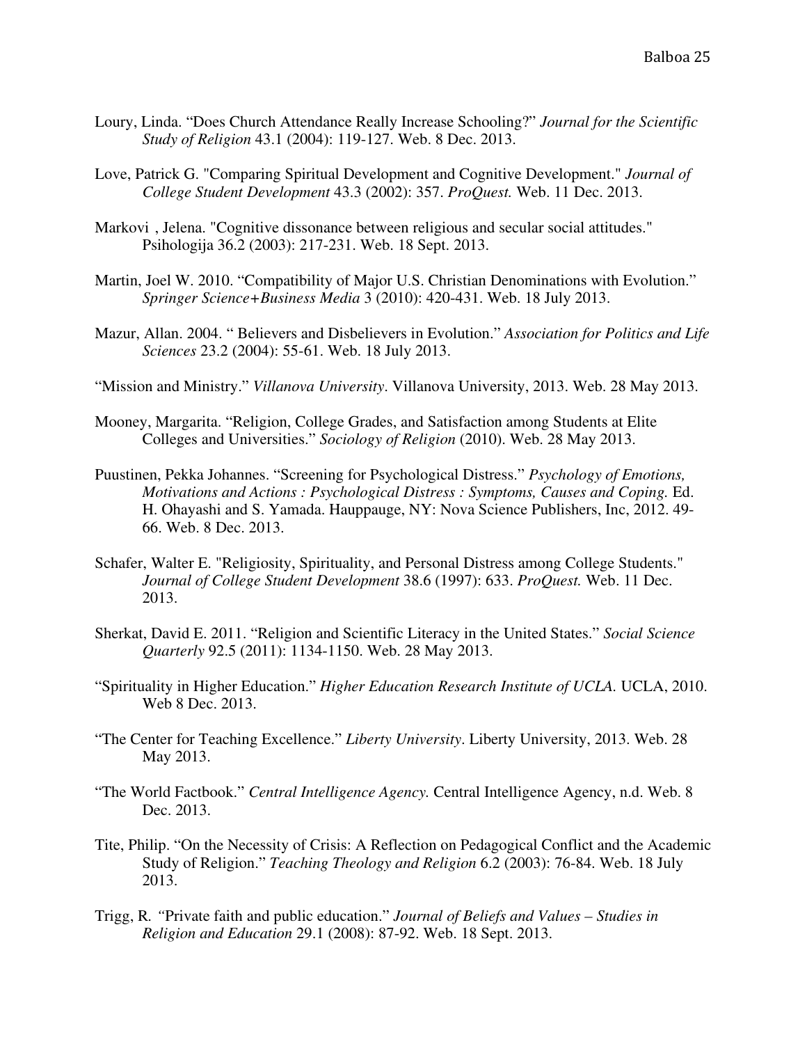Loury, Linda. “Does Church Attendance Really Increase Schooling?” *Journal for the Scientific Study of Religion* 43.1 (2004): 119-127. Web. 8 Dec. 2013.

Love, Patrick G. "Comparing Spiritual Development and Cognitive Development." *Journal of College Student Development* 43.3 (2002): 357. *ProQuest.* Web. 11 Dec. 2013.

Markovi , Jelena. "Cognitive dissonance between religious and secular social attitudes." Psihologija 36.2 (2003): 217-231. Web. 18 Sept. 2013.

Martin, Joel W. 2010. “Compatibility of Major U.S. Christian Denominations with Evolution.” *Springer Science+Business Media* 3 (2010): 420-431. Web. 18 July 2013.

Mazur, Allan. 2004. “ Believers and Disbelievers in Evolution.” *Association for Politics and Life Sciences* 23.2 (2004): 55-61. Web. 18 July 2013.

“Mission and Ministry.” *Villanova University*. Villanova University, 2013. Web. 28 May 2013.

Mooney, Margarita. “Religion, College Grades, and Satisfaction among Students at Elite Colleges and Universities.” *Sociology of Religion* (2010). Web. 28 May 2013.

Puustinen, Pekka Johannes. “Screening for Psychological Distress.” *Psychology of Emotions, Motivations and Actions : Psychological Distress : Symptoms, Causes and Coping.* Ed. H. Ohayashi and S. Yamada. Hauppauge, NY: Nova Science Publishers, Inc, 2012. 49-66. Web. 8 Dec. 2013.

Schafer, Walter E. "Religiosity, Spirituality, and Personal Distress among College Students." *Journal of College Student Development* 38.6 (1997): 633. *ProQuest.* Web. 11 Dec. 2013.

Sherkat, David E. 2011. “Religion and Scientific Literacy in the United States.” *Social Science Quarterly* 92.5 (2011): 1134-1150. Web. 28 May 2013.

“Spirituality in Higher Education.” *Higher Education Research Institute of UCLA.* UCLA, 2010. Web 8 Dec. 2013.

“The Center for Teaching Excellence.” *Liberty University*. Liberty University, 2013. Web. 28 May 2013.

“The World Factbook.” *Central Intelligence Agency.* Central Intelligence Agency, n.d. Web. 8 Dec. 2013.

Tite, Philip. “On the Necessity of Crisis: A Reflection on Pedagogical Conflict and the Academic Study of Religion.” *Teaching Theology and Religion* 6.2 (2003): 76-84. Web. 18 July 2013.

Trigg, R. “Private faith and public education.” *Journal of Beliefs and Values – Studies in Religion and Education* 29.1 (2008): 87-92. Web. 18 Sept. 2013.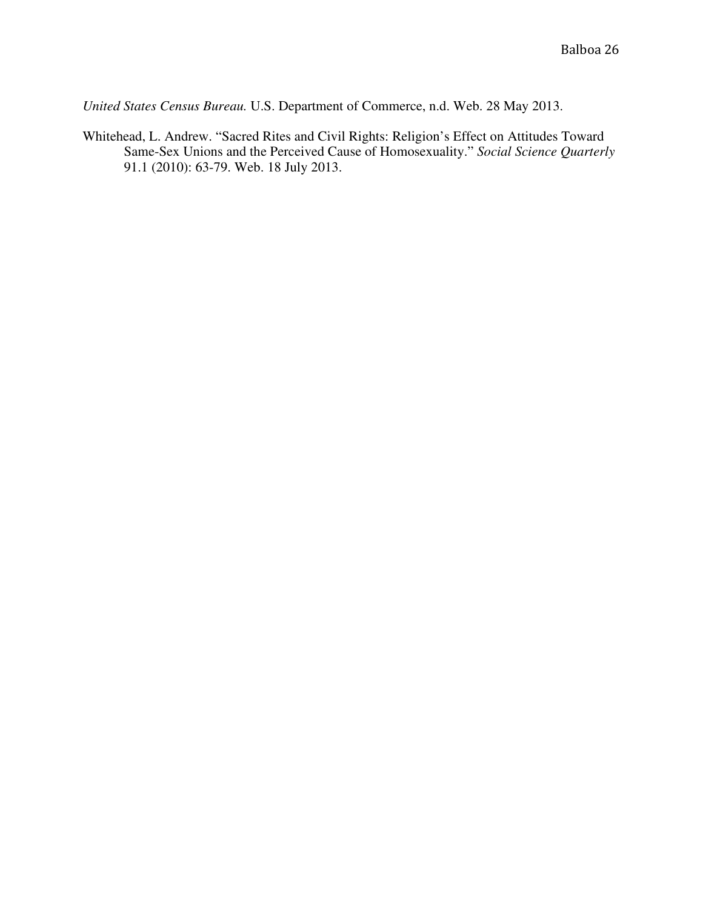*United States Census Bureau.* U.S. Department of Commerce, n.d. Web. 28 May 2013.

Whitehead, L. Andrew. "Sacred Rites and Civil Rights: Religion's Effect on Attitudes Toward Same-Sex Unions and the Perceived Cause of Homosexuality." *Social Science Quarterly* 91.1 (2010): 63-79. Web. 18 July 2013.